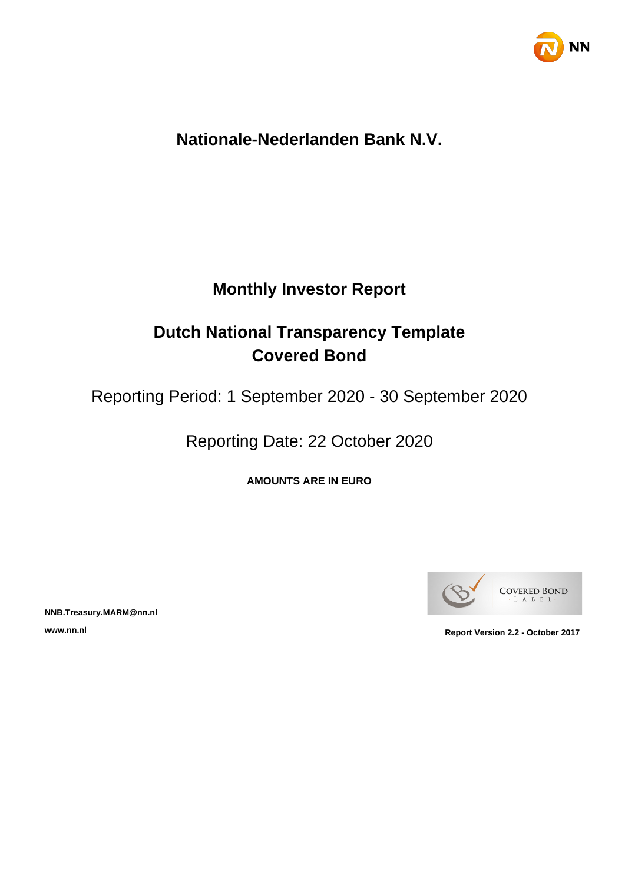# Nationale-Nederlanden Bank N.V.

## Monthly Investor Report

## Dutch National Transparency Template
## Covered Bond

Reporting Period: 1 September 2020 - 30 September 2020

Reporting Date: 22 October 2020

**AMOUNTS ARE IN EURO**

**NNB.Treasury.MARM@nn.nl**

**www.nn.nl**

**Report Version 2.2 - October 2017**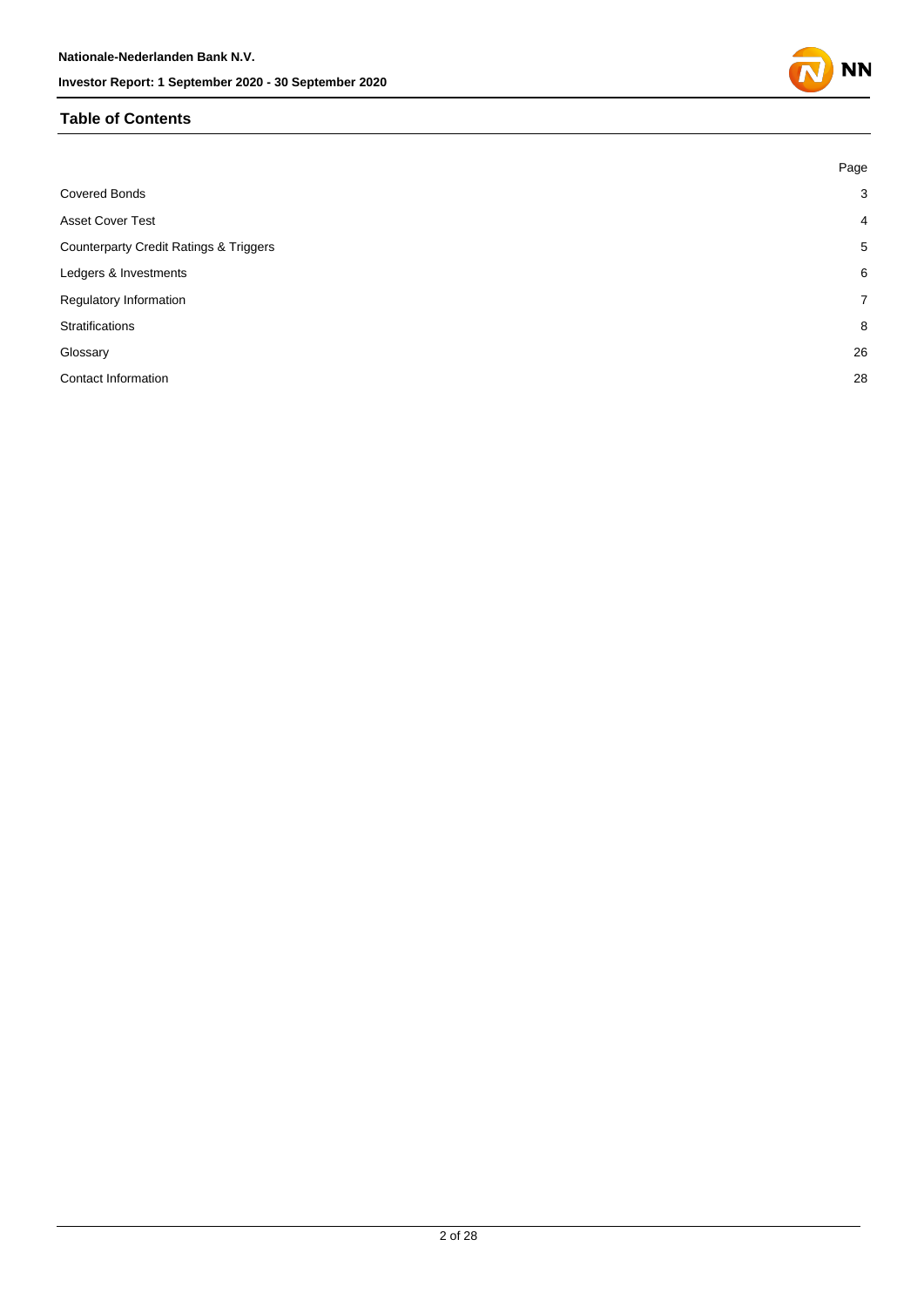## Table of Contents

| | Page |
|---|---|
| Covered Bonds | 3 |
| Asset Cover Test | 4 |
| Counterparty Credit Ratings & Triggers | 5 |
| Ledgers & Investments | 6 |
| Regulatory Information | 7 |
| Stratifications | 8 |
| Glossary | 26 |
| Contact Information | 28 |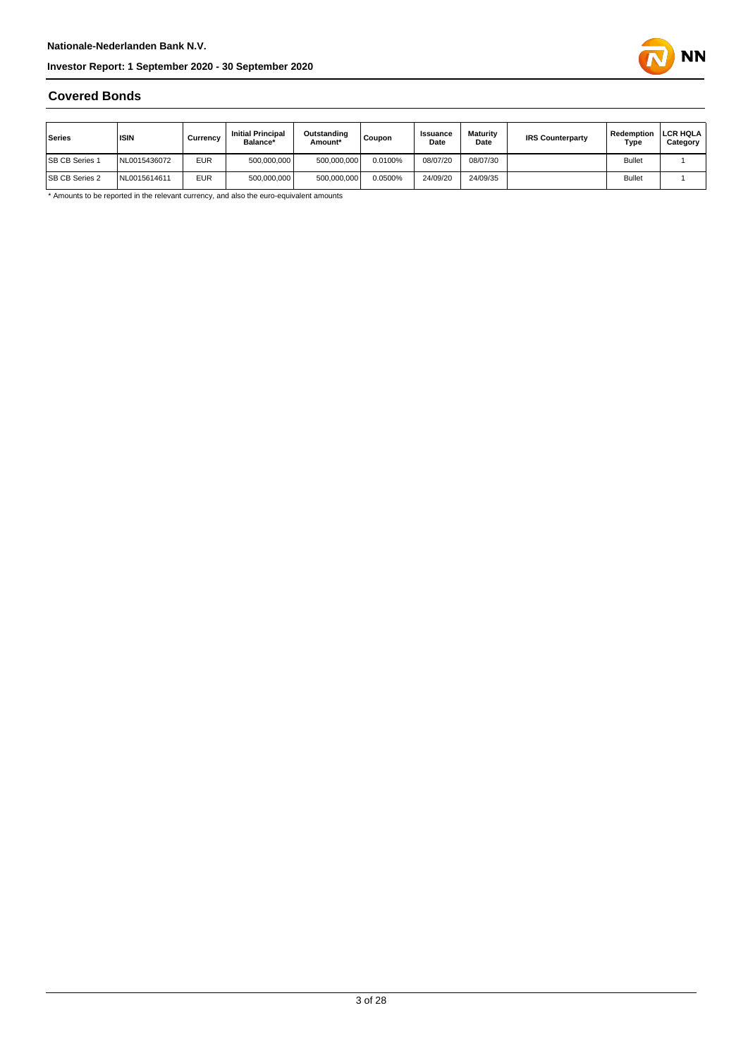## Covered Bonds

| Series | ISIN | Currency | Initial Principal Balance* | Outstanding Amount* | Coupon | Issuance Date | Maturity Date | IRS Counterparty | Redemption Type | LCR HQLA Category |
|---|---|---|---|---|---|---|---|---|---|---|
| SB CB Series 1 | NL0015436072 | EUR | 500,000,000 | 500,000,000 | 0.0100% | 08/07/20 | 08/07/30 | | Bullet | 1 |
| SB CB Series 2 | NL0015614611 | EUR | 500,000,000 | 500,000,000 | 0.0500% | 24/09/20 | 24/09/35 | | Bullet | 1 |

* Amounts to be reported in the relevant currency, and also the euro-equivalent amounts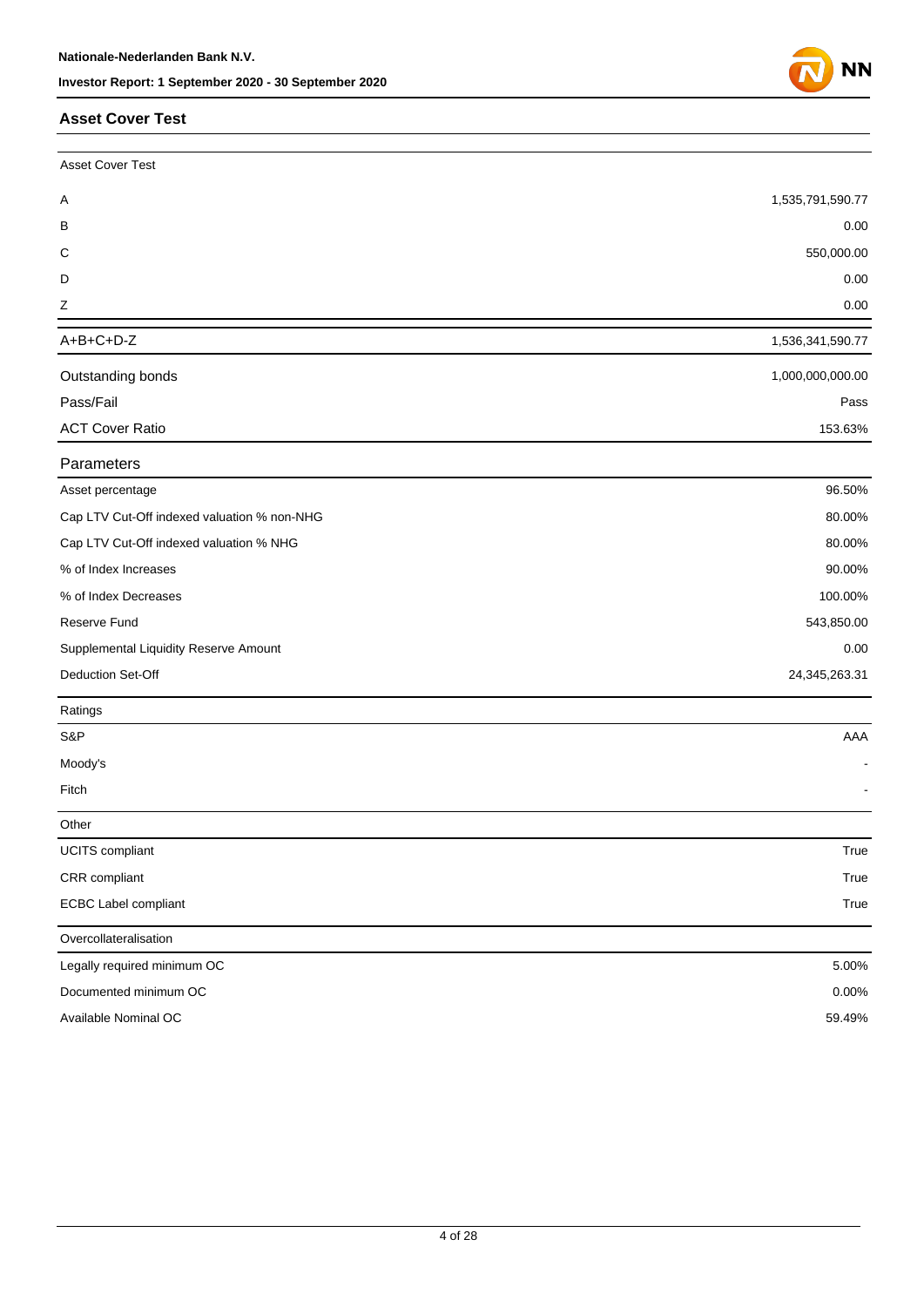## Asset Cover Test

| Asset Cover Test | |
|---|---|
| A | 1,535,791,590.77 |
| B | 0.00 |
| C | 550,000.00 |
| D | 0.00 |
| Z | 0.00 |
| A+B+C+D-Z | 1,536,341,590.77 |
| Outstanding bonds | 1,000,000,000.00 |
| Pass/Fail | Pass |
| ACT Cover Ratio | 153.63% |

| Parameters | |
|---|---|
| Asset percentage | 96.50% |
| Cap LTV Cut-Off indexed valuation % non-NHG | 80.00% |
| Cap LTV Cut-Off indexed valuation % NHG | 80.00% |
| % of Index Increases | 90.00% |
| % of Index Decreases | 100.00% |
| Reserve Fund | 543,850.00 |
| Supplemental Liquidity Reserve Amount | 0.00 |
| Deduction Set-Off | 24,345,263.31 |

| Ratings | |
|---|---|
| S&P | AAA |
| Moody's | - |
| Fitch | - |

| Other | |
|---|---|
| UCITS compliant | True |
| CRR compliant | True |
| ECBC Label compliant | True |

| Overcollateralisation | |
|---|---|
| Legally required minimum OC | 5.00% |
| Documented minimum OC | 0.00% |
| Available Nominal OC | 59.49% |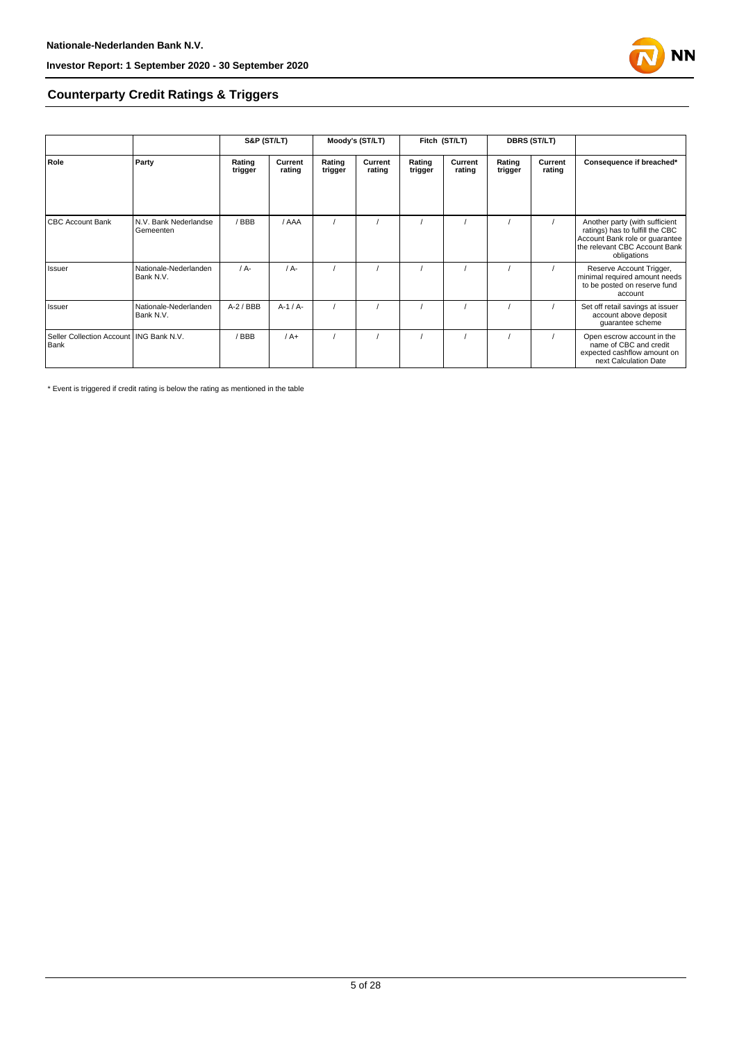## Counterparty Credit Ratings & Triggers

| | | S&P (ST/LT) | | Moody's (ST/LT) | | Fitch (ST/LT) | | DBRS (ST/LT) | | |
|---|---|---|---|---|---|---|---|---|---|---|
| **Role** | **Party** | **Rating trigger** | **Current rating** | **Rating trigger** | **Current rating** | **Rating trigger** | **Current rating** | **Rating trigger** | **Current rating** | **Consequence if breached*** |
| CBC Account Bank | N.V. Bank Nederlandse Gemeenten | / BBB | / AAA | / | / | / | / | / | / | Another party (with sufficient ratings) has to fulfill the CBC Account Bank role or guarantee the relevant CBC Account Bank obligations |
| Issuer | Nationale-Nederlanden Bank N.V. | / A- | / A- | / | / | / | / | / | / | Reserve Account Trigger, minimal required amount needs to be posted on reserve fund account |
| Issuer | Nationale-Nederlanden Bank N.V. | A-2 / BBB | A-1 / A- | / | / | / | / | / | / | Set off retail savings at issuer account above deposit guarantee scheme |
| Seller Collection Account Bank | ING Bank N.V. | / BBB | / A+ | / | / | / | / | / | / | Open escrow account in the name of CBC and credit expected cashflow amount on next Calculation Date |

* Event is triggered if credit rating is below the rating as mentioned in the table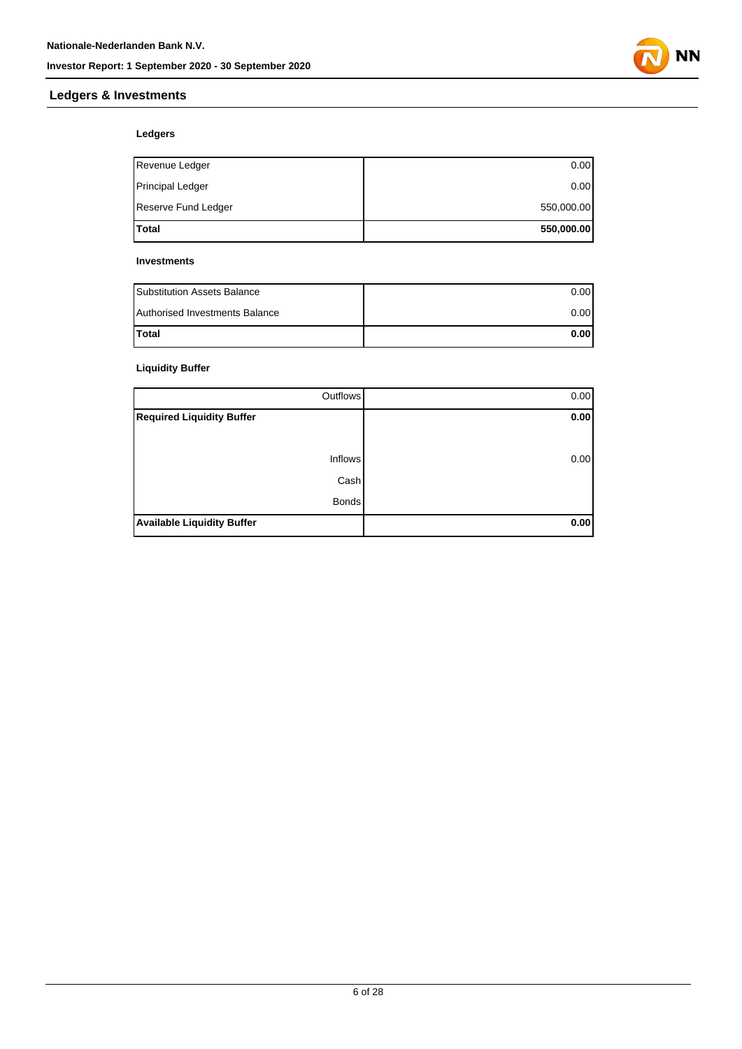## Ledgers & Investments

### Ledgers

| | |
|---|---|
| Revenue Ledger | 0.00 |
| Principal Ledger | 0.00 |
| Reserve Fund Ledger | 550,000.00 |
| **Total** | **550,000.00** |

### Investments

| | |
|---|---|
| Substitution Assets Balance | 0.00 |
| Authorised Investments Balance | 0.00 |
| **Total** | **0.00** |

### Liquidity Buffer

| | |
|---|---|
| Outflows | 0.00 |
| **Required Liquidity Buffer** | **0.00** |
| | |
| Inflows | 0.00 |
| Cash | |
| Bonds | |
| **Available Liquidity Buffer** | **0.00** |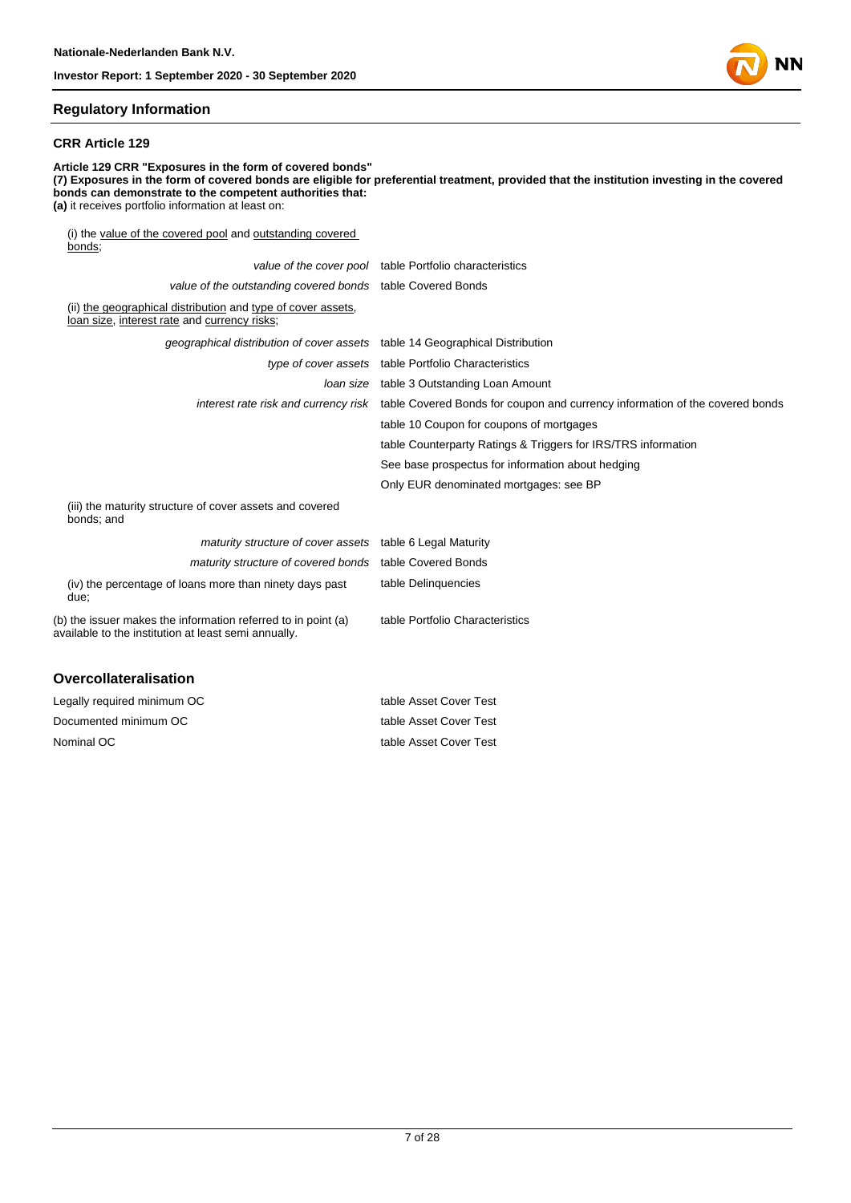## Regulatory Information

### CRR Article 129

**Article 129 CRR "Exposures in the form of covered bonds"**
**(7) Exposures in the form of covered bonds are eligible for preferential treatment, provided that the institution investing in the covered bonds can demonstrate to the competent authorities that:**
**(a)** it receives portfolio information at least on:

| | |
|---|---|
| (i) the value of the covered pool and outstanding covered bonds; | |
| *value of the cover pool* | table Portfolio characteristics |
| *value of the outstanding covered bonds* | table Covered Bonds |
| (ii) the geographical distribution and type of cover assets, loan size, interest rate and currency risks; | |
| *geographical distribution of cover assets* | table 14 Geographical Distribution |
| *type of cover assets* | table Portfolio Characteristics |
| *loan size* | table 3 Outstanding Loan Amount |
| *interest rate risk and currency risk* | table Covered Bonds for coupon and currency information of the covered bonds |
| | table 10 Coupon for coupons of mortgages |
| | table Counterparty Ratings & Triggers for IRS/TRS information |
| | See base prospectus for information about hedging |
| | Only EUR denominated mortgages: see BP |
| (iii) the maturity structure of cover assets and covered bonds; and | |
| *maturity structure of cover assets* | table 6 Legal Maturity |
| *maturity structure of covered bonds* | table Covered Bonds |
| (iv) the percentage of loans more than ninety days past due; | table Delinquencies |
| (b) the issuer makes the information referred to in point (a) available to the institution at least semi annually. | table Portfolio Characteristics |

## Overcollateralisation

| | |
|---|---|
| Legally required minimum OC | table Asset Cover Test |
| Documented minimum OC | table Asset Cover Test |
| Nominal OC | table Asset Cover Test |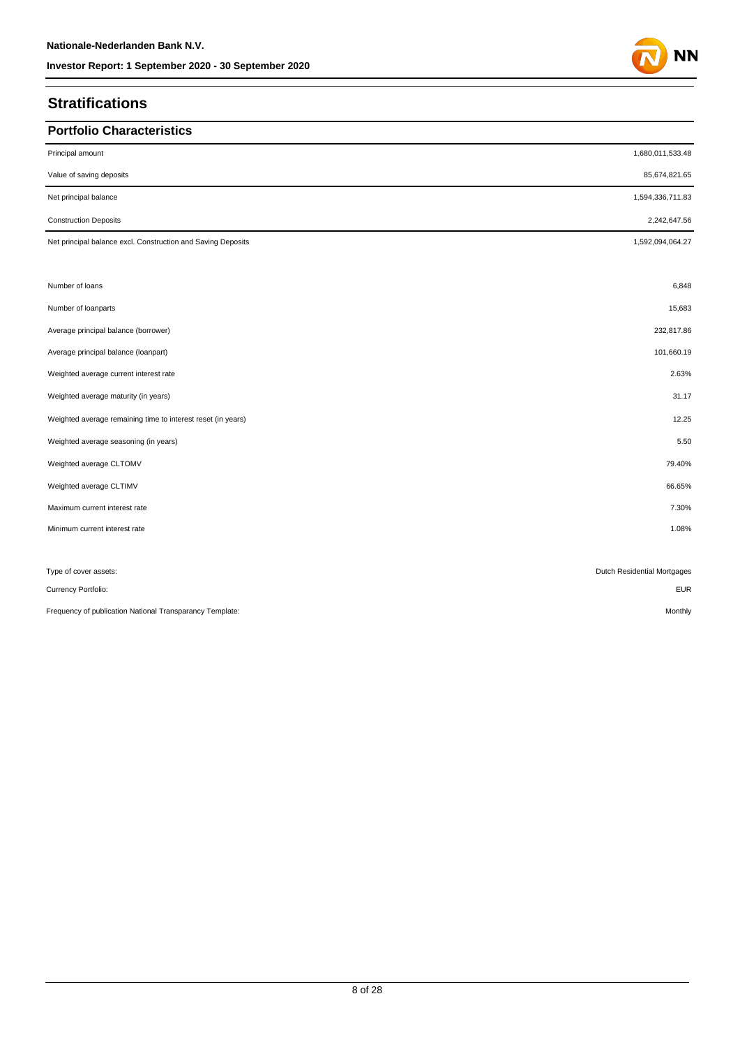## Stratifications

### Portfolio Characteristics

| | |
|---|---:|
| Principal amount | 1,680,011,533.48 |
| Value of saving deposits | 85,674,821.65 |
| Net principal balance | 1,594,336,711.83 |
| Construction Deposits | 2,242,647.56 |
| Net principal balance excl. Construction and Saving Deposits | 1,592,094,064.27 |
| | |
| Number of loans | 6,848 |
| Number of loanparts | 15,683 |
| Average principal balance (borrower) | 232,817.86 |
| Average principal balance (loanpart) | 101,660.19 |
| Weighted average current interest rate | 2.63% |
| Weighted average maturity (in years) | 31.17 |
| Weighted average remaining time to interest reset (in years) | 12.25 |
| Weighted average seasoning (in years) | 5.50 |
| Weighted average CLTOMV | 79.40% |
| Weighted average CLTIMV | 66.65% |
| Maximum current interest rate | 7.30% |
| Minimum current interest rate | 1.08% |
| | |
| Type of cover assets: | Dutch Residential Mortgages |
| Currency Portfolio: | EUR |
| Frequency of publication National Transparancy Template: | Monthly |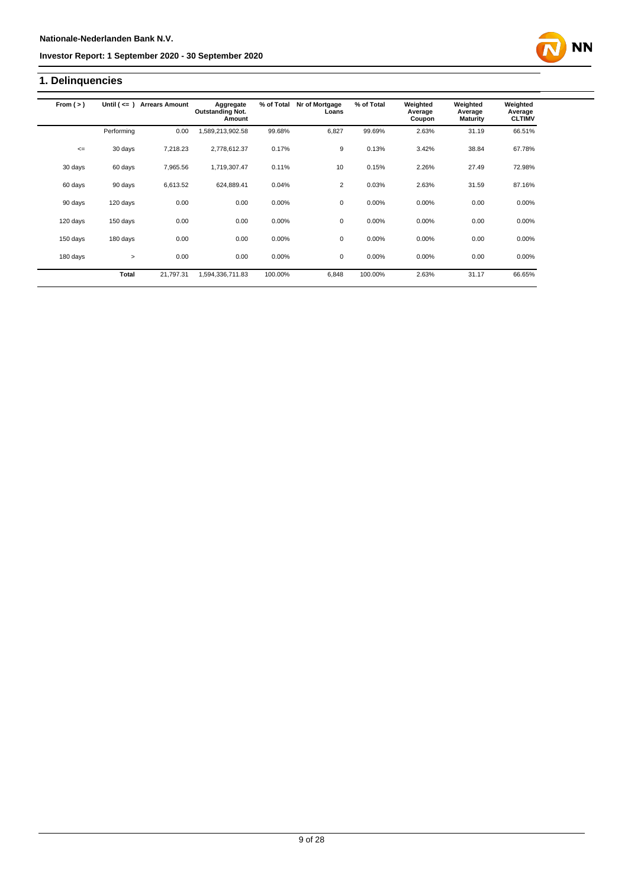## 1. Delinquencies

| From ( > ) | Until ( <= ) | Arrears Amount | Aggregate Outstanding Not. Amount | % of Total | Nr of Mortgage Loans | % of Total | Weighted Average Coupon | Weighted Average Maturity | Weighted Average CLTIMV |
|---|---|---|---|---|---|---|---|---|---|
| | Performing | 0.00 | 1,589,213,902.58 | 99.68% | 6,827 | 99.69% | 2.63% | 31.19 | 66.51% |
| <= | 30 days | 7,218.23 | 2,778,612.37 | 0.17% | 9 | 0.13% | 3.42% | 38.84 | 67.78% |
| 30 days | 60 days | 7,965.56 | 1,719,307.47 | 0.11% | 10 | 0.15% | 2.26% | 27.49 | 72.98% |
| 60 days | 90 days | 6,613.52 | 624,889.41 | 0.04% | 2 | 0.03% | 2.63% | 31.59 | 87.16% |
| 90 days | 120 days | 0.00 | 0.00 | 0.00% | 0 | 0.00% | 0.00% | 0.00 | 0.00% |
| 120 days | 150 days | 0.00 | 0.00 | 0.00% | 0 | 0.00% | 0.00% | 0.00 | 0.00% |
| 150 days | 180 days | 0.00 | 0.00 | 0.00% | 0 | 0.00% | 0.00% | 0.00 | 0.00% |
| 180 days | > | 0.00 | 0.00 | 0.00% | 0 | 0.00% | 0.00% | 0.00 | 0.00% |
| | **Total** | 21,797.31 | 1,594,336,711.83 | 100.00% | 6,848 | 100.00% | 2.63% | 31.17 | 66.65% |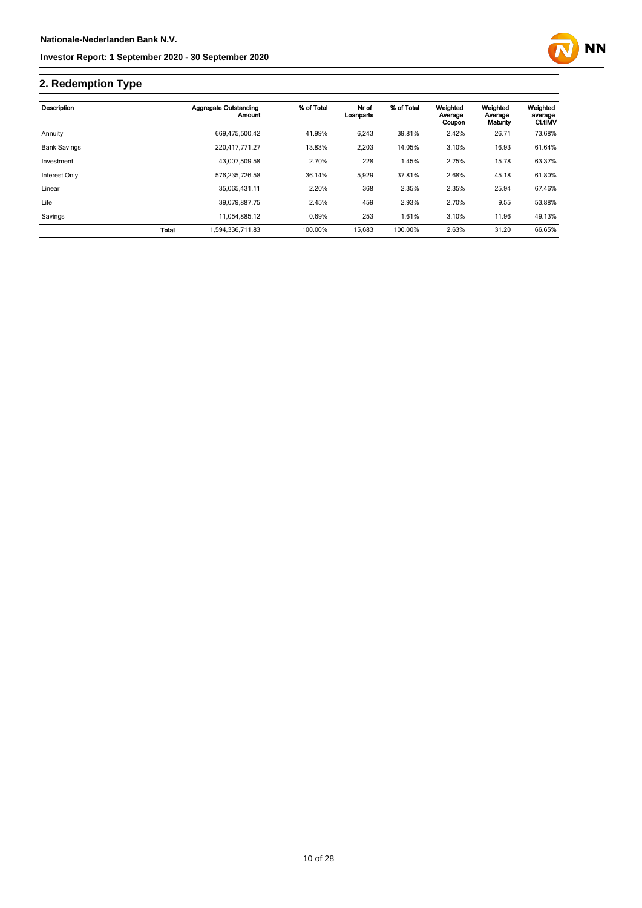## 2. Redemption Type

| Description | | Aggregate Outstanding Amount | % of Total | Nr of Loanparts | % of Total | Weighted Average Coupon | Weighted Average Maturity | Weighted average CLtIMV |
|---|---|---|---|---|---|---|---|---|
| Annuity | | 669,475,500.42 | 41.99% | 6,243 | 39.81% | 2.42% | 26.71 | 73.68% |
| Bank Savings | | 220,417,771.27 | 13.83% | 2,203 | 14.05% | 3.10% | 16.93 | 61.64% |
| Investment | | 43,007,509.58 | 2.70% | 228 | 1.45% | 2.75% | 15.78 | 63.37% |
| Interest Only | | 576,235,726.58 | 36.14% | 5,929 | 37.81% | 2.68% | 45.18 | 61.80% |
| Linear | | 35,065,431.11 | 2.20% | 368 | 2.35% | 2.35% | 25.94 | 67.46% |
| Life | | 39,079,887.75 | 2.45% | 459 | 2.93% | 2.70% | 9.55 | 53.88% |
| Savings | | 11,054,885.12 | 0.69% | 253 | 1.61% | 3.10% | 11.96 | 49.13% |
| | **Total** | 1,594,336,711.83 | 100.00% | 15,683 | 100.00% | 2.63% | 31.20 | 66.65% |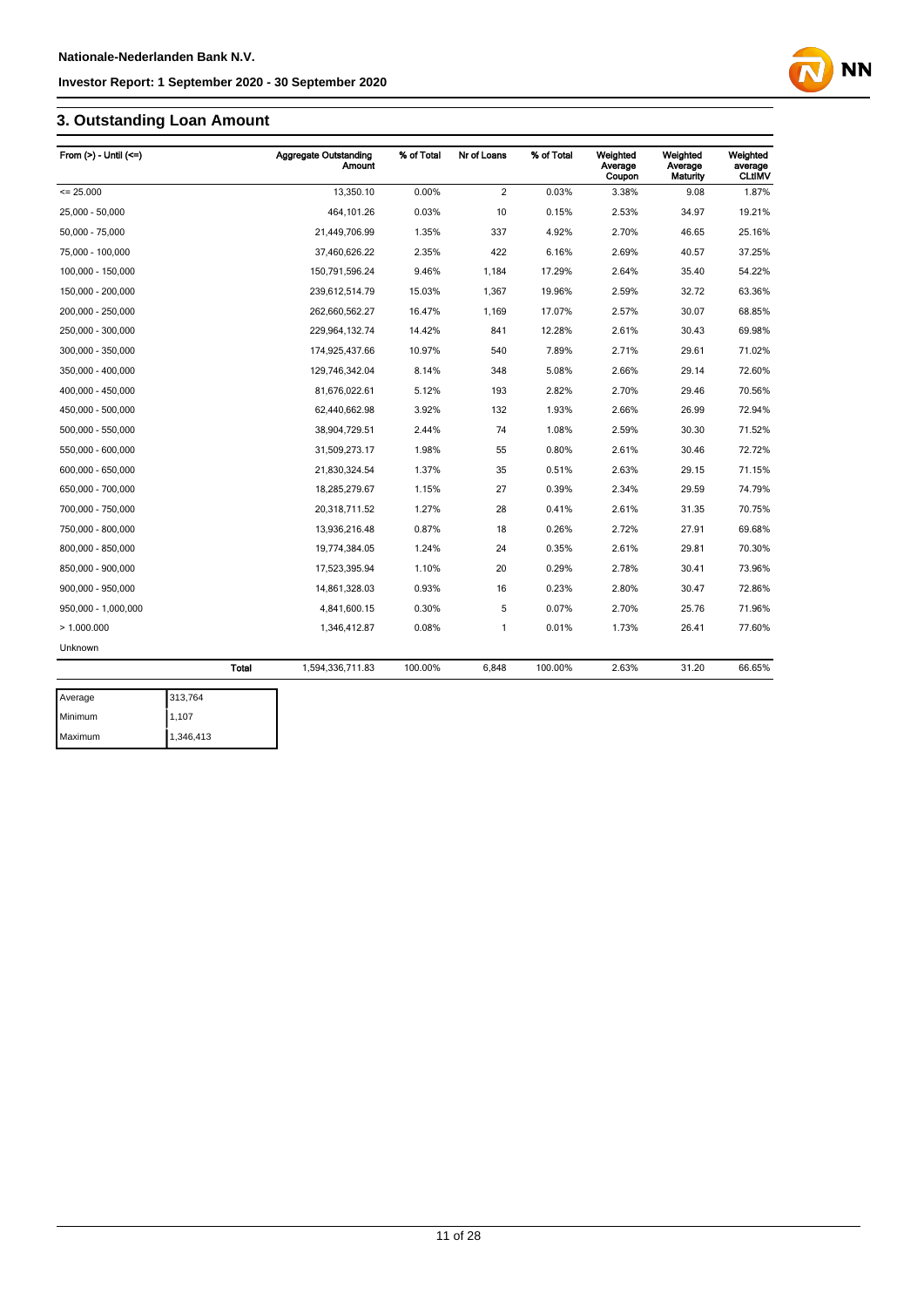## 3. Outstanding Loan Amount

| From (>) - Until (<=) | Aggregate Outstanding Amount | % of Total | Nr of Loans | % of Total | Weighted Average Coupon | Weighted Average Maturity | Weighted average CLtIMV |
|---|---|---|---|---|---|---|---|
| <= 25.000 | 13,350.10 | 0.00% | 2 | 0.03% | 3.38% | 9.08 | 1.87% |
| 25,000 - 50,000 | 464,101.26 | 0.03% | 10 | 0.15% | 2.53% | 34.97 | 19.21% |
| 50,000 - 75,000 | 21,449,706.99 | 1.35% | 337 | 4.92% | 2.70% | 46.65 | 25.16% |
| 75,000 - 100,000 | 37,460,626.22 | 2.35% | 422 | 6.16% | 2.69% | 40.57 | 37.25% |
| 100,000 - 150,000 | 150,791,596.24 | 9.46% | 1,184 | 17.29% | 2.64% | 35.40 | 54.22% |
| 150,000 - 200,000 | 239,612,514.79 | 15.03% | 1,367 | 19.96% | 2.59% | 32.72 | 63.36% |
| 200,000 - 250,000 | 262,660,562.27 | 16.47% | 1,169 | 17.07% | 2.57% | 30.07 | 68.85% |
| 250,000 - 300,000 | 229,964,132.74 | 14.42% | 841 | 12.28% | 2.61% | 30.43 | 69.98% |
| 300,000 - 350,000 | 174,925,437.66 | 10.97% | 540 | 7.89% | 2.71% | 29.61 | 71.02% |
| 350,000 - 400,000 | 129,746,342.04 | 8.14% | 348 | 5.08% | 2.66% | 29.14 | 72.60% |
| 400,000 - 450,000 | 81,676,022.61 | 5.12% | 193 | 2.82% | 2.70% | 29.46 | 70.56% |
| 450,000 - 500,000 | 62,440,662.98 | 3.92% | 132 | 1.93% | 2.66% | 26.99 | 72.94% |
| 500,000 - 550,000 | 38,904,729.51 | 2.44% | 74 | 1.08% | 2.59% | 30.30 | 71.52% |
| 550,000 - 600,000 | 31,509,273.17 | 1.98% | 55 | 0.80% | 2.61% | 30.46 | 72.72% |
| 600,000 - 650,000 | 21,830,324.54 | 1.37% | 35 | 0.51% | 2.63% | 29.15 | 71.15% |
| 650,000 - 700,000 | 18,285,279.67 | 1.15% | 27 | 0.39% | 2.34% | 29.59 | 74.79% |
| 700,000 - 750,000 | 20,318,711.52 | 1.27% | 28 | 0.41% | 2.61% | 31.35 | 70.75% |
| 750,000 - 800,000 | 13,936,216.48 | 0.87% | 18 | 0.26% | 2.72% | 27.91 | 69.68% |
| 800,000 - 850,000 | 19,774,384.05 | 1.24% | 24 | 0.35% | 2.61% | 29.81 | 70.30% |
| 850,000 - 900,000 | 17,523,395.94 | 1.10% | 20 | 0.29% | 2.78% | 30.41 | 73.96% |
| 900,000 - 950,000 | 14,861,328.03 | 0.93% | 16 | 0.23% | 2.80% | 30.47 | 72.86% |
| 950,000 - 1,000,000 | 4,841,600.15 | 0.30% | 5 | 0.07% | 2.70% | 25.76 | 71.96% |
| > 1.000.000 | 1,346,412.87 | 0.08% | 1 | 0.01% | 1.73% | 26.41 | 77.60% |
| Unknown | | | | | | | |
| Total | 1,594,336,711.83 | 100.00% | 6,848 | 100.00% | 2.63% | 31.20 | 66.65% |

| | |
|---|---|
| Average | 313,764 |
| Minimum | 1,107 |
| Maximum | 1,346,413 |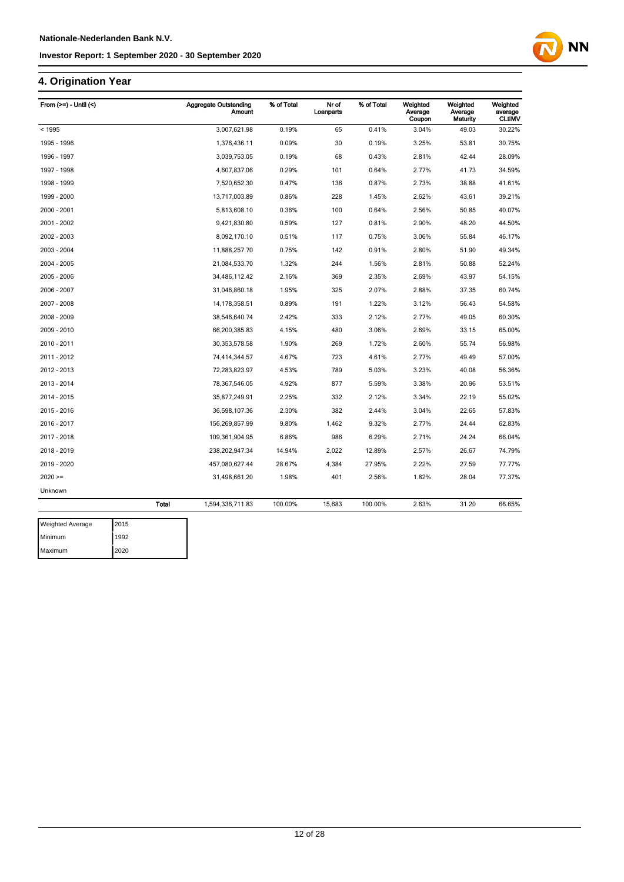## 4. Origination Year

| From (>=) - Until (<) | Aggregate Outstanding Amount | % of Total | Nr of Loanparts | % of Total | Weighted Average Coupon | Weighted Average Maturity | Weighted average CLtIMV |
|---|---|---|---|---|---|---|---|
| < 1995 | 3,007,621.98 | 0.19% | 65 | 0.41% | 3.04% | 49.03 | 30.22% |
| 1995 - 1996 | 1,376,436.11 | 0.09% | 30 | 0.19% | 3.25% | 53.81 | 30.75% |
| 1996 - 1997 | 3,039,753.05 | 0.19% | 68 | 0.43% | 2.81% | 42.44 | 28.09% |
| 1997 - 1998 | 4,607,837.06 | 0.29% | 101 | 0.64% | 2.77% | 41.73 | 34.59% |
| 1998 - 1999 | 7,520,652.30 | 0.47% | 136 | 0.87% | 2.73% | 38.88 | 41.61% |
| 1999 - 2000 | 13,717,003.89 | 0.86% | 228 | 1.45% | 2.62% | 43.61 | 39.21% |
| 2000 - 2001 | 5,813,608.10 | 0.36% | 100 | 0.64% | 2.56% | 50.85 | 40.07% |
| 2001 - 2002 | 9,421,830.80 | 0.59% | 127 | 0.81% | 2.90% | 48.20 | 44.50% |
| 2002 - 2003 | 8,092,170.10 | 0.51% | 117 | 0.75% | 3.06% | 55.84 | 46.17% |
| 2003 - 2004 | 11,888,257.70 | 0.75% | 142 | 0.91% | 2.80% | 51.90 | 49.34% |
| 2004 - 2005 | 21,084,533.70 | 1.32% | 244 | 1.56% | 2.81% | 50.88 | 52.24% |
| 2005 - 2006 | 34,486,112.42 | 2.16% | 369 | 2.35% | 2.69% | 43.97 | 54.15% |
| 2006 - 2007 | 31,046,860.18 | 1.95% | 325 | 2.07% | 2.88% | 37.35 | 60.74% |
| 2007 - 2008 | 14,178,358.51 | 0.89% | 191 | 1.22% | 3.12% | 56.43 | 54.58% |
| 2008 - 2009 | 38,546,640.74 | 2.42% | 333 | 2.12% | 2.77% | 49.05 | 60.30% |
| 2009 - 2010 | 66,200,385.83 | 4.15% | 480 | 3.06% | 2.69% | 33.15 | 65.00% |
| 2010 - 2011 | 30,353,578.58 | 1.90% | 269 | 1.72% | 2.60% | 55.74 | 56.98% |
| 2011 - 2012 | 74,414,344.57 | 4.67% | 723 | 4.61% | 2.77% | 49.49 | 57.00% |
| 2012 - 2013 | 72,283,823.97 | 4.53% | 789 | 5.03% | 3.23% | 40.08 | 56.36% |
| 2013 - 2014 | 78,367,546.05 | 4.92% | 877 | 5.59% | 3.38% | 20.96 | 53.51% |
| 2014 - 2015 | 35,877,249.91 | 2.25% | 332 | 2.12% | 3.34% | 22.19 | 55.02% |
| 2015 - 2016 | 36,598,107.36 | 2.30% | 382 | 2.44% | 3.04% | 22.65 | 57.83% |
| 2016 - 2017 | 156,269,857.99 | 9.80% | 1,462 | 9.32% | 2.77% | 24.44 | 62.83% |
| 2017 - 2018 | 109,361,904.95 | 6.86% | 986 | 6.29% | 2.71% | 24.24 | 66.04% |
| 2018 - 2019 | 238,202,947.34 | 14.94% | 2,022 | 12.89% | 2.57% | 26.67 | 74.79% |
| 2019 - 2020 | 457,080,627.44 | 28.67% | 4,384 | 27.95% | 2.22% | 27.59 | 77.77% |
| 2020 >= | 31,498,661.20 | 1.98% | 401 | 2.56% | 1.82% | 28.04 | 77.37% |
| Unknown | | | | | | | |
| **Total** | 1,594,336,711.83 | 100.00% | 15,683 | 100.00% | 2.63% | 31.20 | 66.65% |

| | |
|---|---|
| Weighted Average | 2015 |
| Minimum | 1992 |
| Maximum | 2020 |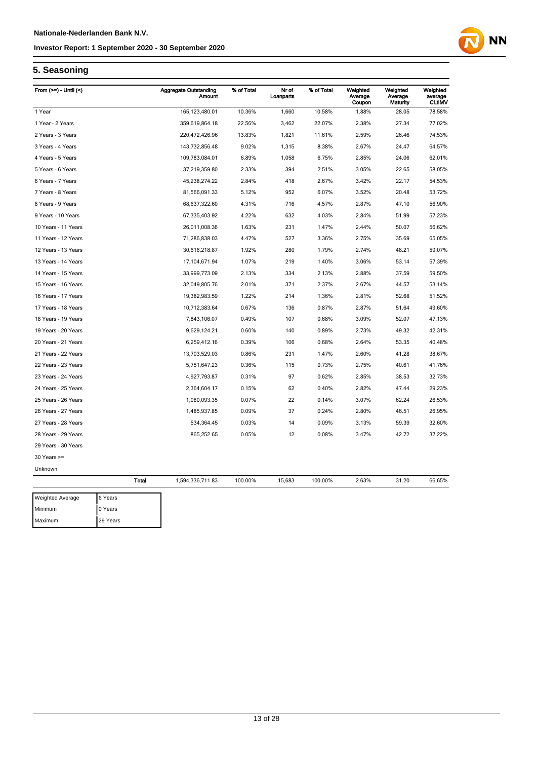## 5. Seasoning

| From (>=) - Until (<) | Aggregate Outstanding Amount | % of Total | Nr of Loanparts | % of Total | Weighted Average Coupon | Weighted Average Maturity | Weighted average CLtIMV |
|---|---|---|---|---|---|---|---|
| 1 Year | 165,123,480.01 | 10.36% | 1,660 | 10.58% | 1.88% | 28.05 | 78.58% |
| 1 Year - 2 Years | 359,619,864.18 | 22.56% | 3,462 | 22.07% | 2.38% | 27.34 | 77.02% |
| 2 Years - 3 Years | 220,472,426.96 | 13.83% | 1,821 | 11.61% | 2.59% | 26.46 | 74.53% |
| 3 Years - 4 Years | 143,732,856.48 | 9.02% | 1,315 | 8.38% | 2.67% | 24.47 | 64.57% |
| 4 Years - 5 Years | 109,783,084.01 | 6.89% | 1,058 | 6.75% | 2.85% | 24.06 | 62.01% |
| 5 Years - 6 Years | 37,219,359.80 | 2.33% | 394 | 2.51% | 3.05% | 22.65 | 58.05% |
| 6 Years - 7 Years | 45,238,274.22 | 2.84% | 418 | 2.67% | 3.42% | 22.17 | 54.53% |
| 7 Years - 8 Years | 81,566,091.33 | 5.12% | 952 | 6.07% | 3.52% | 20.48 | 53.72% |
| 8 Years - 9 Years | 68,637,322.60 | 4.31% | 716 | 4.57% | 2.87% | 47.10 | 56.90% |
| 9 Years - 10 Years | 67,335,403.92 | 4.22% | 632 | 4.03% | 2.84% | 51.99 | 57.23% |
| 10 Years - 11 Years | 26,011,008.36 | 1.63% | 231 | 1.47% | 2.44% | 50.07 | 56.62% |
| 11 Years - 12 Years | 71,286,838.03 | 4.47% | 527 | 3.36% | 2.75% | 35.69 | 65.05% |
| 12 Years - 13 Years | 30,616,218.87 | 1.92% | 280 | 1.79% | 2.74% | 48.21 | 59.07% |
| 13 Years - 14 Years | 17,104,671.94 | 1.07% | 219 | 1.40% | 3.06% | 53.14 | 57.39% |
| 14 Years - 15 Years | 33,999,773.09 | 2.13% | 334 | 2.13% | 2.88% | 37.59 | 59.50% |
| 15 Years - 16 Years | 32,049,805.76 | 2.01% | 371 | 2.37% | 2.67% | 44.57 | 53.14% |
| 16 Years - 17 Years | 19,382,983.59 | 1.22% | 214 | 1.36% | 2.81% | 52.68 | 51.52% |
| 17 Years - 18 Years | 10,712,383.64 | 0.67% | 136 | 0.87% | 2.87% | 51.64 | 49.60% |
| 18 Years - 19 Years | 7,843,106.07 | 0.49% | 107 | 0.68% | 3.09% | 52.07 | 47.13% |
| 19 Years - 20 Years | 9,629,124.21 | 0.60% | 140 | 0.89% | 2.73% | 49.32 | 42.31% |
| 20 Years - 21 Years | 6,259,412.16 | 0.39% | 106 | 0.68% | 2.64% | 53.35 | 40.48% |
| 21 Years - 22 Years | 13,703,529.03 | 0.86% | 231 | 1.47% | 2.60% | 41.28 | 38.67% |
| 22 Years - 23 Years | 5,751,647.23 | 0.36% | 115 | 0.73% | 2.75% | 40.61 | 41.76% |
| 23 Years - 24 Years | 4,927,793.87 | 0.31% | 97 | 0.62% | 2.85% | 38.53 | 32.73% |
| 24 Years - 25 Years | 2,364,604.17 | 0.15% | 62 | 0.40% | 2.82% | 47.44 | 29.23% |
| 25 Years - 26 Years | 1,080,093.35 | 0.07% | 22 | 0.14% | 3.07% | 62.24 | 26.53% |
| 26 Years - 27 Years | 1,485,937.85 | 0.09% | 37 | 0.24% | 2.80% | 46.51 | 26.95% |
| 27 Years - 28 Years | 534,364.45 | 0.03% | 14 | 0.09% | 3.13% | 59.39 | 32.60% |
| 28 Years - 29 Years | 865,252.65 | 0.05% | 12 | 0.08% | 3.47% | 42.72 | 37.22% |
| 29 Years - 30 Years | | | | | | | |
| 30 Years >= | | | | | | | |
| Unknown | | | | | | | |
| **Total** | 1,594,336,711.83 | 100.00% | 15,683 | 100.00% | 2.63% | 31.20 | 66.65% |

| | |
|---|---|
| Weighted Average | 6 Years |
| Minimum | 0 Years |
| Maximum | 29 Years |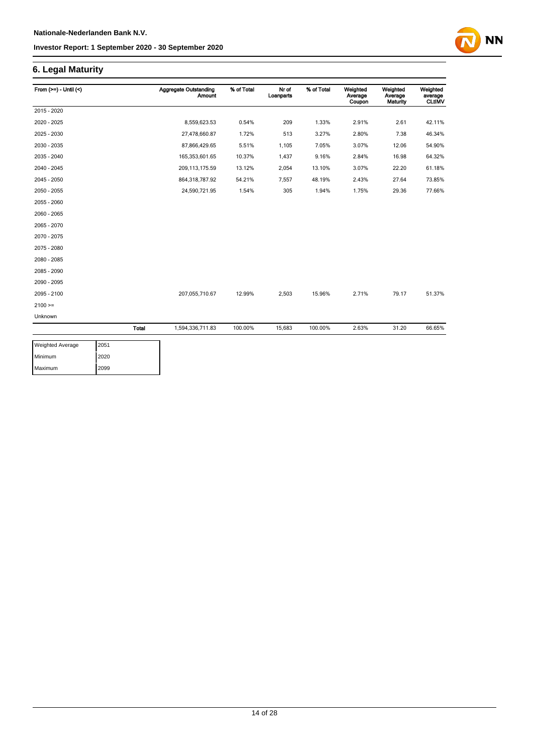## 6. Legal Maturity

| From (>=) - Until (<) | | Aggregate Outstanding Amount | % of Total | Nr of Loanparts | % of Total | Weighted Average Coupon | Weighted Average Maturity | Weighted average CLtIMV |
|---|---|---|---|---|---|---|---|---|
| 2015 - 2020 | | | | | | | | |
| 2020 - 2025 | | 8,559,623.53 | 0.54% | 209 | 1.33% | 2.91% | 2.61 | 42.11% |
| 2025 - 2030 | | 27,478,660.87 | 1.72% | 513 | 3.27% | 2.80% | 7.38 | 46.34% |
| 2030 - 2035 | | 87,866,429.65 | 5.51% | 1,105 | 7.05% | 3.07% | 12.06 | 54.90% |
| 2035 - 2040 | | 165,353,601.65 | 10.37% | 1,437 | 9.16% | 2.84% | 16.98 | 64.32% |
| 2040 - 2045 | | 209,113,175.59 | 13.12% | 2,054 | 13.10% | 3.07% | 22.20 | 61.18% |
| 2045 - 2050 | | 864,318,787.92 | 54.21% | 7,557 | 48.19% | 2.43% | 27.64 | 73.85% |
| 2050 - 2055 | | 24,590,721.95 | 1.54% | 305 | 1.94% | 1.75% | 29.36 | 77.66% |
| 2055 - 2060 | | | | | | | | |
| 2060 - 2065 | | | | | | | | |
| 2065 - 2070 | | | | | | | | |
| 2070 - 2075 | | | | | | | | |
| 2075 - 2080 | | | | | | | | |
| 2080 - 2085 | | | | | | | | |
| 2085 - 2090 | | | | | | | | |
| 2090 - 2095 | | | | | | | | |
| 2095 - 2100 | | 207,055,710.67 | 12.99% | 2,503 | 15.96% | 2.71% | 79.17 | 51.37% |
| 2100 >= | | | | | | | | |
| Unknown | | | | | | | | |
| | **Total** | 1,594,336,711.83 | 100.00% | 15,683 | 100.00% | 2.63% | 31.20 | 66.65% |

| | |
|---|---|
| Weighted Average | 2051 |
| Minimum | 2020 |
| Maximum | 2099 |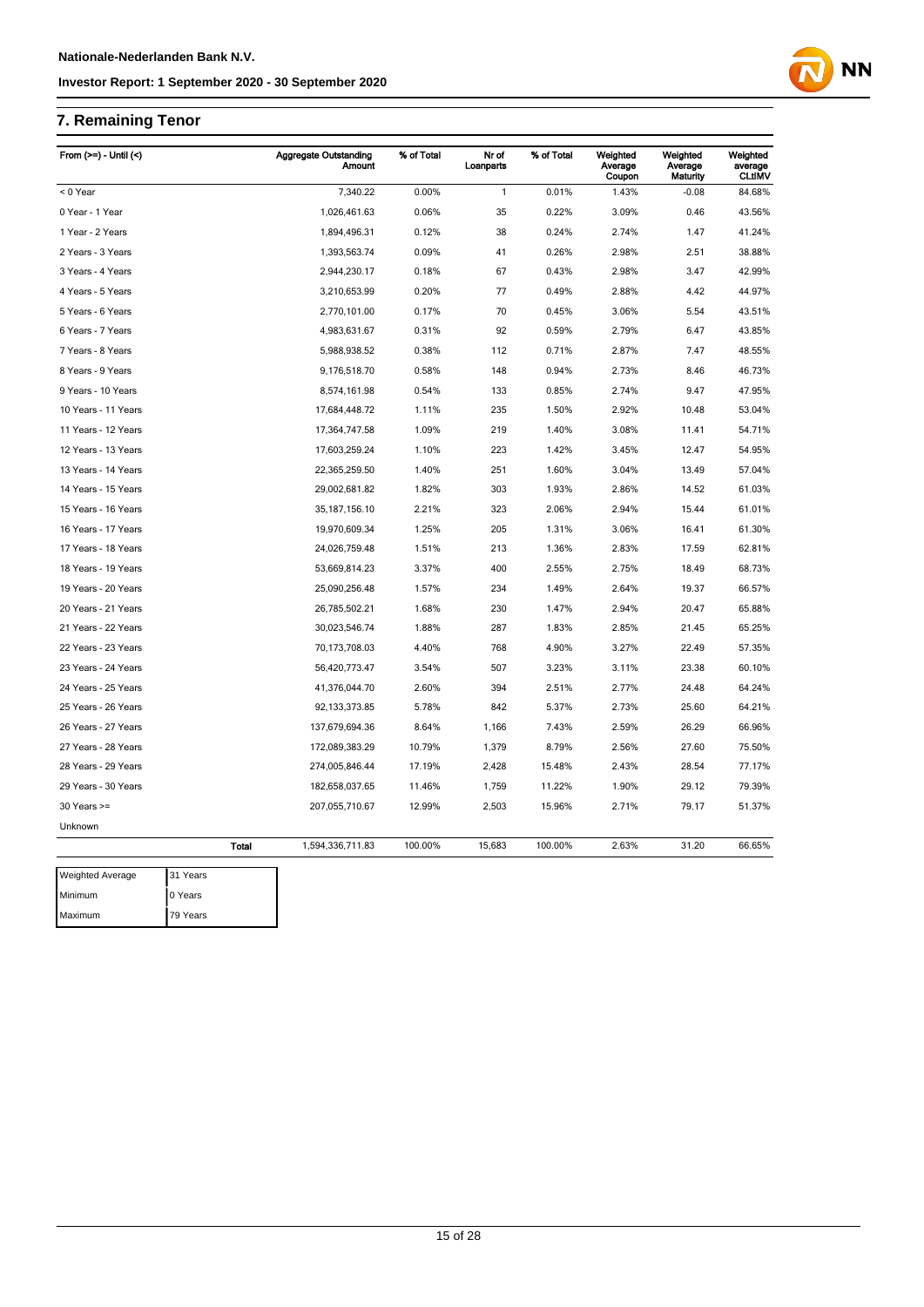## 7. Remaining Tenor

| From (>=) - Until (<) | | Aggregate Outstanding Amount | % of Total | Nr of Loanparts | % of Total | Weighted Average Coupon | Weighted Average Maturity | Weighted average CLtIMV |
|---|---|---|---|---|---|---|---|---|
| < 0 Year | | 7,340.22 | 0.00% | 1 | 0.01% | 1.43% | -0.08 | 84.68% |
| 0 Year - 1 Year | | 1,026,461.63 | 0.06% | 35 | 0.22% | 3.09% | 0.46 | 43.56% |
| 1 Year - 2 Years | | 1,894,496.31 | 0.12% | 38 | 0.24% | 2.74% | 1.47 | 41.24% |
| 2 Years - 3 Years | | 1,393,563.74 | 0.09% | 41 | 0.26% | 2.98% | 2.51 | 38.88% |
| 3 Years - 4 Years | | 2,944,230.17 | 0.18% | 67 | 0.43% | 2.98% | 3.47 | 42.99% |
| 4 Years - 5 Years | | 3,210,653.99 | 0.20% | 77 | 0.49% | 2.88% | 4.42 | 44.97% |
| 5 Years - 6 Years | | 2,770,101.00 | 0.17% | 70 | 0.45% | 3.06% | 5.54 | 43.51% |
| 6 Years - 7 Years | | 4,983,631.67 | 0.31% | 92 | 0.59% | 2.79% | 6.47 | 43.85% |
| 7 Years - 8 Years | | 5,988,938.52 | 0.38% | 112 | 0.71% | 2.87% | 7.47 | 48.55% |
| 8 Years - 9 Years | | 9,176,518.70 | 0.58% | 148 | 0.94% | 2.73% | 8.46 | 46.73% |
| 9 Years - 10 Years | | 8,574,161.98 | 0.54% | 133 | 0.85% | 2.74% | 9.47 | 47.95% |
| 10 Years - 11 Years | | 17,684,448.72 | 1.11% | 235 | 1.50% | 2.92% | 10.48 | 53.04% |
| 11 Years - 12 Years | | 17,364,747.58 | 1.09% | 219 | 1.40% | 3.08% | 11.41 | 54.71% |
| 12 Years - 13 Years | | 17,603,259.24 | 1.10% | 223 | 1.42% | 3.45% | 12.47 | 54.95% |
| 13 Years - 14 Years | | 22,365,259.50 | 1.40% | 251 | 1.60% | 3.04% | 13.49 | 57.04% |
| 14 Years - 15 Years | | 29,002,681.82 | 1.82% | 303 | 1.93% | 2.86% | 14.52 | 61.03% |
| 15 Years - 16 Years | | 35,187,156.10 | 2.21% | 323 | 2.06% | 2.94% | 15.44 | 61.01% |
| 16 Years - 17 Years | | 19,970,609.34 | 1.25% | 205 | 1.31% | 3.06% | 16.41 | 61.30% |
| 17 Years - 18 Years | | 24,026,759.48 | 1.51% | 213 | 1.36% | 2.83% | 17.59 | 62.81% |
| 18 Years - 19 Years | | 53,669,814.23 | 3.37% | 400 | 2.55% | 2.75% | 18.49 | 68.73% |
| 19 Years - 20 Years | | 25,090,256.48 | 1.57% | 234 | 1.49% | 2.64% | 19.37 | 66.57% |
| 20 Years - 21 Years | | 26,785,502.21 | 1.68% | 230 | 1.47% | 2.94% | 20.47 | 65.88% |
| 21 Years - 22 Years | | 30,023,546.74 | 1.88% | 287 | 1.83% | 2.85% | 21.45 | 65.25% |
| 22 Years - 23 Years | | 70,173,708.03 | 4.40% | 768 | 4.90% | 3.27% | 22.49 | 57.35% |
| 23 Years - 24 Years | | 56,420,773.47 | 3.54% | 507 | 3.23% | 3.11% | 23.38 | 60.10% |
| 24 Years - 25 Years | | 41,376,044.70 | 2.60% | 394 | 2.51% | 2.77% | 24.48 | 64.24% |
| 25 Years - 26 Years | | 92,133,373.85 | 5.78% | 842 | 5.37% | 2.73% | 25.60 | 64.21% |
| 26 Years - 27 Years | | 137,679,694.36 | 8.64% | 1,166 | 7.43% | 2.59% | 26.29 | 66.96% |
| 27 Years - 28 Years | | 172,089,383.29 | 10.79% | 1,379 | 8.79% | 2.56% | 27.60 | 75.50% |
| 28 Years - 29 Years | | 274,005,846.44 | 17.19% | 2,428 | 15.48% | 2.43% | 28.54 | 77.17% |
| 29 Years - 30 Years | | 182,658,037.65 | 11.46% | 1,759 | 11.22% | 1.90% | 29.12 | 79.39% |
| 30 Years >= | | 207,055,710.67 | 12.99% | 2,503 | 15.96% | 2.71% | 79.17 | 51.37% |
| Unknown | | | | | | | | |
| | **Total** | 1,594,336,711.83 | 100.00% | 15,683 | 100.00% | 2.63% | 31.20 | 66.65% |

| | |
|---|---|
| Weighted Average | 31 Years |
| Minimum | 0 Years |
| Maximum | 79 Years |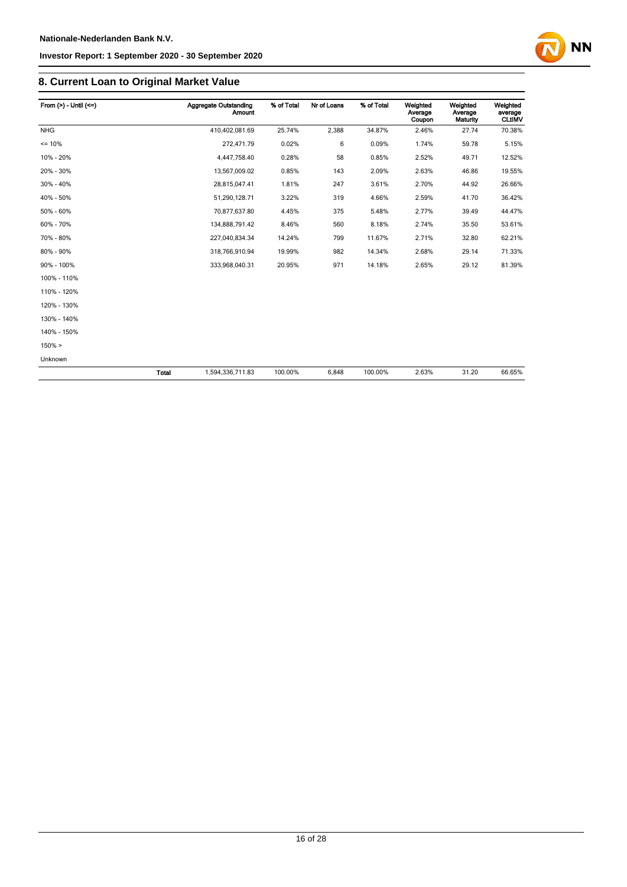## 8. Current Loan to Original Market Value

| From (>) - Until (<=) | | Aggregate Outstanding Amount | % of Total | Nr of Loans | % of Total | Weighted Average Coupon | Weighted Average Maturity | Weighted average CLtIMV |
|---|---|---|---|---|---|---|---|---|
| NHG | | 410,402,081.69 | 25.74% | 2,388 | 34.87% | 2.46% | 27.74 | 70.38% |
| <= 10% | | 272,471.79 | 0.02% | 6 | 0.09% | 1.74% | 59.78 | 5.15% |
| 10% - 20% | | 4,447,758.40 | 0.28% | 58 | 0.85% | 2.52% | 49.71 | 12.52% |
| 20% - 30% | | 13,567,009.02 | 0.85% | 143 | 2.09% | 2.63% | 46.86 | 19.55% |
| 30% - 40% | | 28,815,047.41 | 1.81% | 247 | 3.61% | 2.70% | 44.92 | 26.66% |
| 40% - 50% | | 51,290,128.71 | 3.22% | 319 | 4.66% | 2.59% | 41.70 | 36.42% |
| 50% - 60% | | 70,877,637.80 | 4.45% | 375 | 5.48% | 2.77% | 39.49 | 44.47% |
| 60% - 70% | | 134,888,791.42 | 8.46% | 560 | 8.18% | 2.74% | 35.50 | 53.61% |
| 70% - 80% | | 227,040,834.34 | 14.24% | 799 | 11.67% | 2.71% | 32.80 | 62.21% |
| 80% - 90% | | 318,766,910.94 | 19.99% | 982 | 14.34% | 2.68% | 29.14 | 71.33% |
| 90% - 100% | | 333,968,040.31 | 20.95% | 971 | 14.18% | 2.65% | 29.12 | 81.39% |
| 100% - 110% | | | | | | | | |
| 110% - 120% | | | | | | | | |
| 120% - 130% | | | | | | | | |
| 130% - 140% | | | | | | | | |
| 140% - 150% | | | | | | | | |
| 150% > | | | | | | | | |
| Unknown | | | | | | | | |
| | **Total** | 1,594,336,711.83 | 100.00% | 6,848 | 100.00% | 2.63% | 31.20 | 66.65% |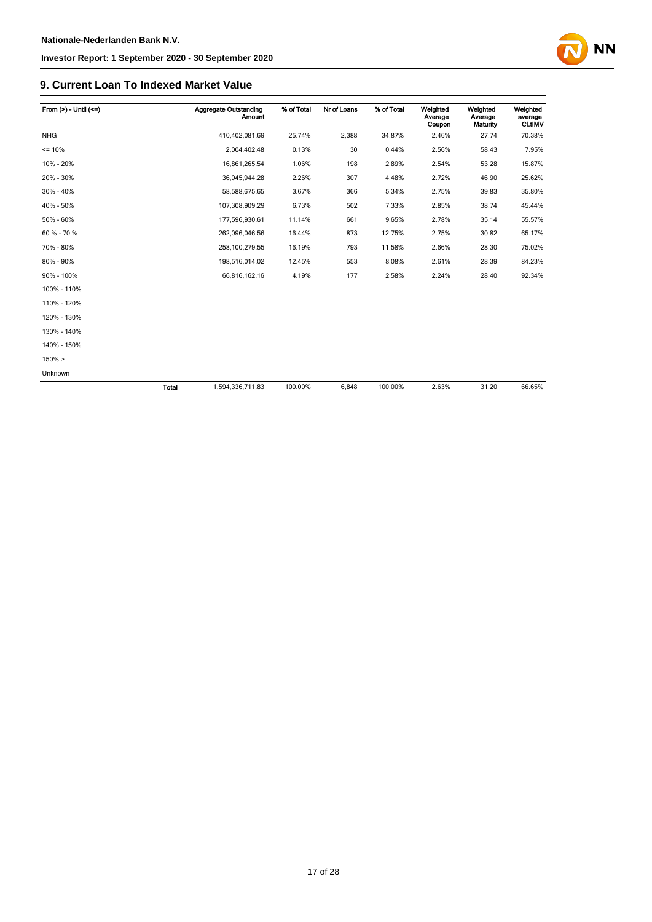## 9. Current Loan To Indexed Market Value

| From (>) - Until (<=) | | Aggregate Outstanding Amount | % of Total | Nr of Loans | % of Total | Weighted Average Coupon | Weighted Average Maturity | Weighted average CLtIMV |
|---|---|---|---|---|---|---|---|---|
| NHG | | 410,402,081.69 | 25.74% | 2,388 | 34.87% | 2.46% | 27.74 | 70.38% |
| <= 10% | | 2,004,402.48 | 0.13% | 30 | 0.44% | 2.56% | 58.43 | 7.95% |
| 10% - 20% | | 16,861,265.54 | 1.06% | 198 | 2.89% | 2.54% | 53.28 | 15.87% |
| 20% - 30% | | 36,045,944.28 | 2.26% | 307 | 4.48% | 2.72% | 46.90 | 25.62% |
| 30% - 40% | | 58,588,675.65 | 3.67% | 366 | 5.34% | 2.75% | 39.83 | 35.80% |
| 40% - 50% | | 107,308,909.29 | 6.73% | 502 | 7.33% | 2.85% | 38.74 | 45.44% |
| 50% - 60% | | 177,596,930.61 | 11.14% | 661 | 9.65% | 2.78% | 35.14 | 55.57% |
| 60 % - 70 % | | 262,096,046.56 | 16.44% | 873 | 12.75% | 2.75% | 30.82 | 65.17% |
| 70% - 80% | | 258,100,279.55 | 16.19% | 793 | 11.58% | 2.66% | 28.30 | 75.02% |
| 80% - 90% | | 198,516,014.02 | 12.45% | 553 | 8.08% | 2.61% | 28.39 | 84.23% |
| 90% - 100% | | 66,816,162.16 | 4.19% | 177 | 2.58% | 2.24% | 28.40 | 92.34% |
| 100% - 110% | | | | | | | | |
| 110% - 120% | | | | | | | | |
| 120% - 130% | | | | | | | | |
| 130% - 140% | | | | | | | | |
| 140% - 150% | | | | | | | | |
| 150% > | | | | | | | | |
| Unknown | | | | | | | | |
| | **Total** | 1,594,336,711.83 | 100.00% | 6,848 | 100.00% | 2.63% | 31.20 | 66.65% |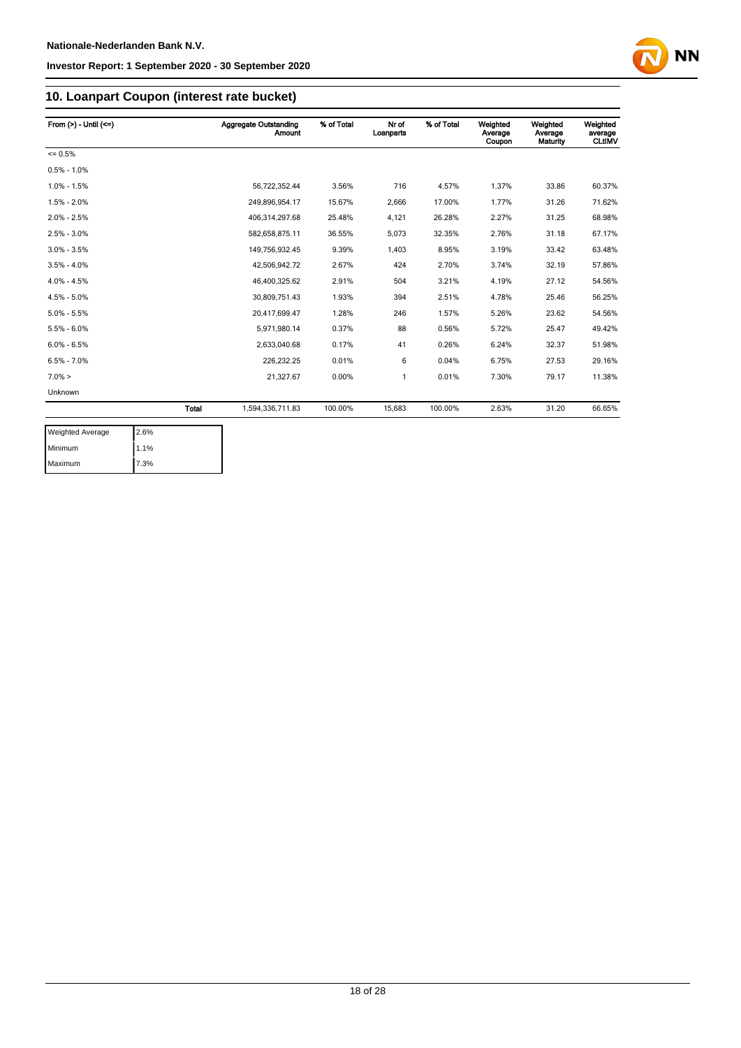## 10. Loanpart Coupon (interest rate bucket)

| From (>) - Until (<=) | | Aggregate Outstanding Amount | % of Total | Nr of Loanparts | % of Total | Weighted Average Coupon | Weighted Average Maturity | Weighted average CLtIMV |
|---|---|---|---|---|---|---|---|---|
| <= 0.5% | | | | | | | | |
| 0.5% - 1.0% | | | | | | | | |
| 1.0% - 1.5% | | 56,722,352.44 | 3.56% | 716 | 4.57% | 1.37% | 33.86 | 60.37% |
| 1.5% - 2.0% | | 249,896,954.17 | 15.67% | 2,666 | 17.00% | 1.77% | 31.26 | 71.62% |
| 2.0% - 2.5% | | 406,314,297.68 | 25.48% | 4,121 | 26.28% | 2.27% | 31.25 | 68.98% |
| 2.5% - 3.0% | | 582,658,875.11 | 36.55% | 5,073 | 32.35% | 2.76% | 31.18 | 67.17% |
| 3.0% - 3.5% | | 149,756,932.45 | 9.39% | 1,403 | 8.95% | 3.19% | 33.42 | 63.48% |
| 3.5% - 4.0% | | 42,506,942.72 | 2.67% | 424 | 2.70% | 3.74% | 32.19 | 57.86% |
| 4.0% - 4.5% | | 46,400,325.62 | 2.91% | 504 | 3.21% | 4.19% | 27.12 | 54.56% |
| 4.5% - 5.0% | | 30,809,751.43 | 1.93% | 394 | 2.51% | 4.78% | 25.46 | 56.25% |
| 5.0% - 5.5% | | 20,417,699.47 | 1.28% | 246 | 1.57% | 5.26% | 23.62 | 54.56% |
| 5.5% - 6.0% | | 5,971,980.14 | 0.37% | 88 | 0.56% | 5.72% | 25.47 | 49.42% |
| 6.0% - 6.5% | | 2,633,040.68 | 0.17% | 41 | 0.26% | 6.24% | 32.37 | 51.98% |
| 6.5% - 7.0% | | 226,232.25 | 0.01% | 6 | 0.04% | 6.75% | 27.53 | 29.16% |
| 7.0% > | | 21,327.67 | 0.00% | 1 | 0.01% | 7.30% | 79.17 | 11.38% |
| Unknown | | | | | | | | |
| | Total | 1,594,336,711.83 | 100.00% | 15,683 | 100.00% | 2.63% | 31.20 | 66.65% |

| | |
|---|---|
| Weighted Average | 2.6% |
| Minimum | 1.1% |
| Maximum | 7.3% |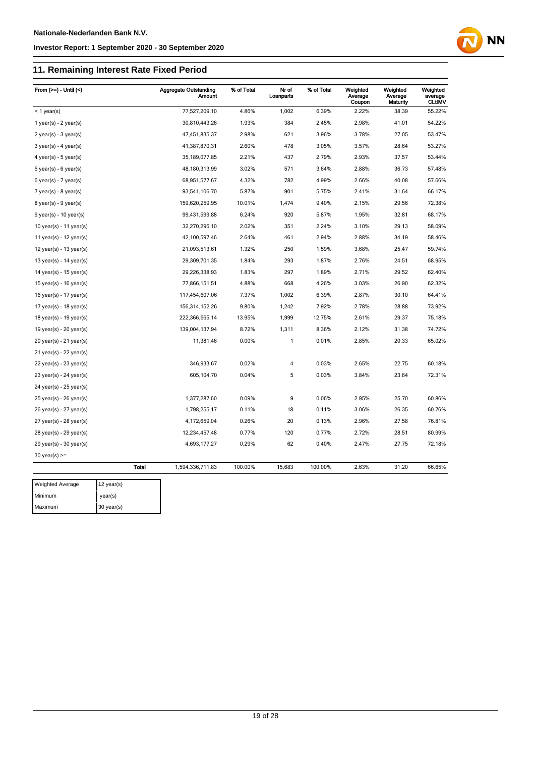## 11. Remaining Interest Rate Fixed Period

| From (>=) - Until (<) | | Aggregate Outstanding Amount | % of Total | Nr of Loanparts | % of Total | Weighted Average Coupon | Weighted Average Maturity | Weighted average CLtIMV |
|---|---|---|---|---|---|---|---|---|
| < 1 year(s) | | 77,527,209.10 | 4.86% | 1,002 | 6.39% | 2.22% | 38.39 | 55.22% |
| 1 year(s) - 2 year(s) | | 30,810,443.26 | 1.93% | 384 | 2.45% | 2.98% | 41.01 | 54.22% |
| 2 year(s) - 3 year(s) | | 47,451,835.37 | 2.98% | 621 | 3.96% | 3.78% | 27.05 | 53.47% |
| 3 year(s) - 4 year(s) | | 41,387,870.31 | 2.60% | 478 | 3.05% | 3.57% | 28.64 | 53.27% |
| 4 year(s) - 5 year(s) | | 35,189,077.85 | 2.21% | 437 | 2.79% | 2.93% | 37.57 | 53.44% |
| 5 year(s) - 6 year(s) | | 48,180,313.99 | 3.02% | 571 | 3.64% | 2.88% | 36.73 | 57.48% |
| 6 year(s) - 7 year(s) | | 68,951,577.67 | 4.32% | 782 | 4.99% | 2.66% | 40.08 | 57.66% |
| 7 year(s) - 8 year(s) | | 93,541,106.70 | 5.87% | 901 | 5.75% | 2.41% | 31.64 | 66.17% |
| 8 year(s) - 9 year(s) | | 159,620,259.95 | 10.01% | 1,474 | 9.40% | 2.15% | 29.56 | 72.38% |
| 9 year(s) - 10 year(s) | | 99,431,599.88 | 6.24% | 920 | 5.87% | 1.95% | 32.81 | 68.17% |
| 10 year(s) - 11 year(s) | | 32,270,296.10 | 2.02% | 351 | 2.24% | 3.10% | 29.13 | 58.09% |
| 11 year(s) - 12 year(s) | | 42,100,597.46 | 2.64% | 461 | 2.94% | 2.88% | 34.19 | 58.46% |
| 12 year(s) - 13 year(s) | | 21,093,513.61 | 1.32% | 250 | 1.59% | 3.68% | 25.47 | 59.74% |
| 13 year(s) - 14 year(s) | | 29,309,701.35 | 1.84% | 293 | 1.87% | 2.76% | 24.51 | 68.95% |
| 14 year(s) - 15 year(s) | | 29,226,338.93 | 1.83% | 297 | 1.89% | 2.71% | 29.52 | 62.40% |
| 15 year(s) - 16 year(s) | | 77,866,151.51 | 4.88% | 668 | 4.26% | 3.03% | 26.90 | 62.32% |
| 16 year(s) - 17 year(s) | | 117,454,607.06 | 7.37% | 1,002 | 6.39% | 2.87% | 30.10 | 64.41% |
| 17 year(s) - 18 year(s) | | 156,314,152.26 | 9.80% | 1,242 | 7.92% | 2.78% | 28.88 | 73.92% |
| 18 year(s) - 19 year(s) | | 222,366,665.14 | 13.95% | 1,999 | 12.75% | 2.61% | 29.37 | 75.18% |
| 19 year(s) - 20 year(s) | | 139,004,137.94 | 8.72% | 1,311 | 8.36% | 2.12% | 31.38 | 74.72% |
| 20 year(s) - 21 year(s) | | 11,381.46 | 0.00% | 1 | 0.01% | 2.85% | 20.33 | 65.02% |
| 21 year(s) - 22 year(s) | | | | | | | | |
| 22 year(s) - 23 year(s) | | 346,933.67 | 0.02% | 4 | 0.03% | 2.65% | 22.75 | 60.18% |
| 23 year(s) - 24 year(s) | | 605,104.70 | 0.04% | 5 | 0.03% | 3.84% | 23.64 | 72.31% |
| 24 year(s) - 25 year(s) | | | | | | | | |
| 25 year(s) - 26 year(s) | | 1,377,287.60 | 0.09% | 9 | 0.06% | 2.95% | 25.70 | 60.86% |
| 26 year(s) - 27 year(s) | | 1,798,255.17 | 0.11% | 18 | 0.11% | 3.06% | 26.35 | 60.76% |
| 27 year(s) - 28 year(s) | | 4,172,659.04 | 0.26% | 20 | 0.13% | 2.96% | 27.58 | 76.81% |
| 28 year(s) - 29 year(s) | | 12,234,457.48 | 0.77% | 120 | 0.77% | 2.72% | 28.51 | 80.99% |
| 29 year(s) - 30 year(s) | | 4,693,177.27 | 0.29% | 62 | 0.40% | 2.47% | 27.75 | 72.18% |
| 30 year(s) >= | | | | | | | | |
| | Total | 1,594,336,711.83 | 100.00% | 15,683 | 100.00% | 2.63% | 31.20 | 66.65% |

| | |
|---|---|
| Weighted Average | 12 year(s) |
| Minimum | year(s) |
| Maximum | 30 year(s) |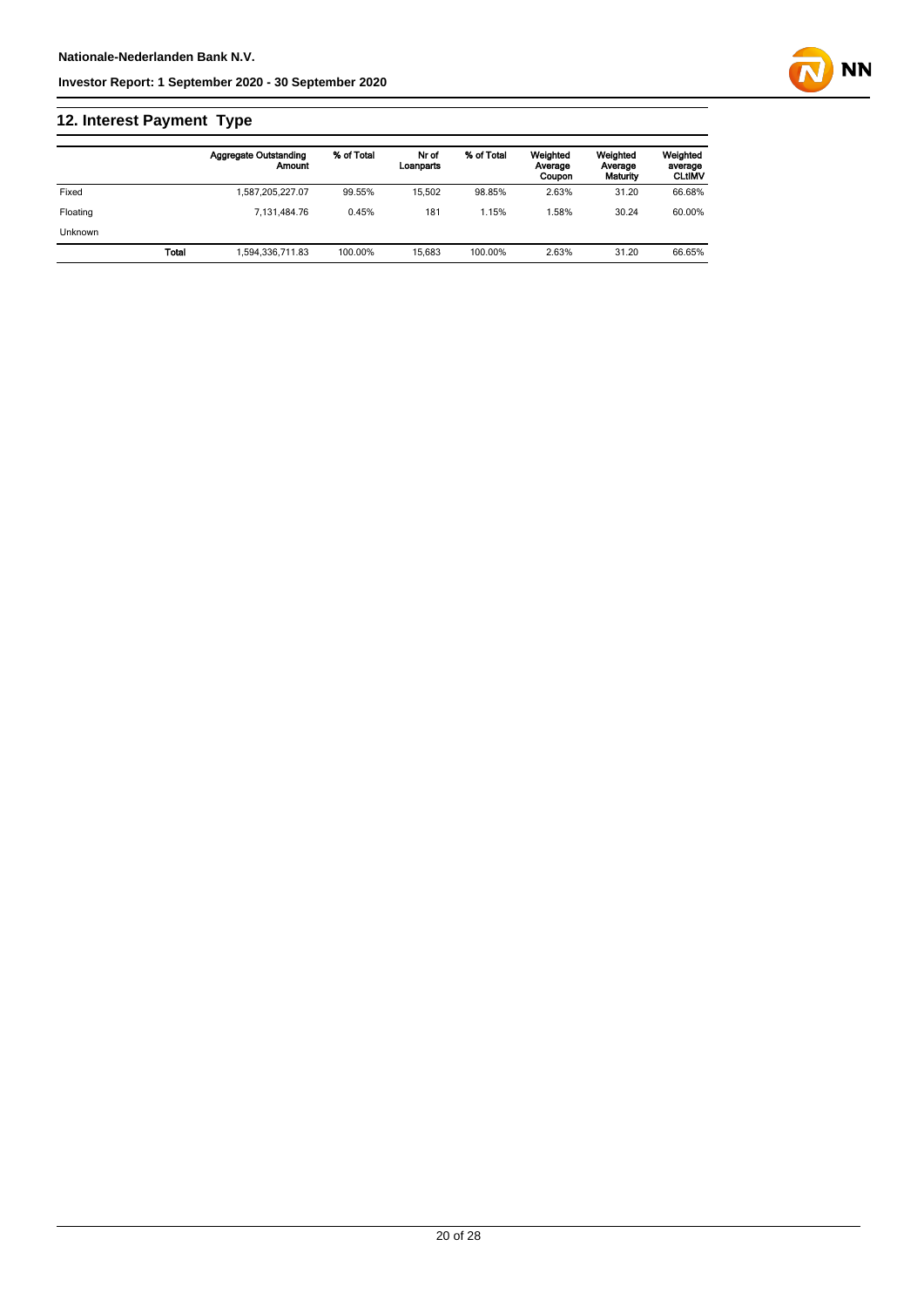## 12. Interest Payment Type

| | | Aggregate Outstanding Amount | % of Total | Nr of Loanparts | % of Total | Weighted Average Coupon | Weighted Average Maturity | Weighted average CLtIMV |
|---|---|---|---|---|---|---|---|---|
| Fixed | | 1,587,205,227.07 | 99.55% | 15,502 | 98.85% | 2.63% | 31.20 | 66.68% |
| Floating | | 7,131,484.76 | 0.45% | 181 | 1.15% | 1.58% | 30.24 | 60.00% |
| Unknown | | | | | | | | |
| | **Total** | 1,594,336,711.83 | 100.00% | 15,683 | 100.00% | 2.63% | 31.20 | 66.65% |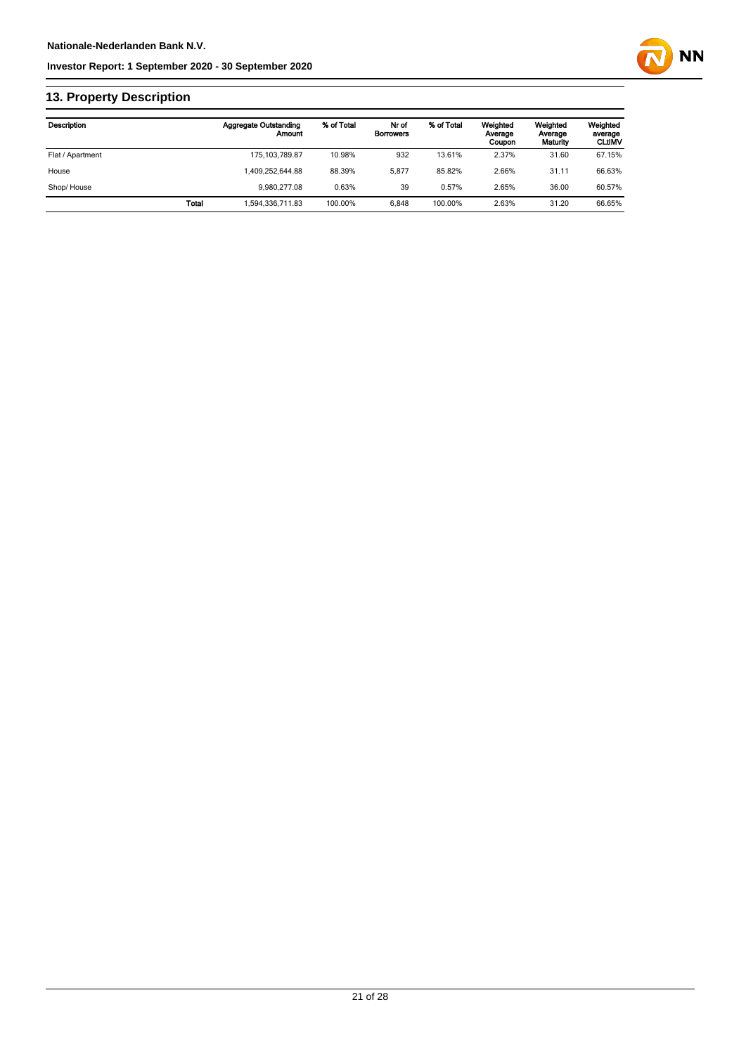## 13. Property Description

| Description | | Aggregate Outstanding Amount | % of Total | Nr of Borrowers | % of Total | Weighted Average Coupon | Weighted Average Maturity | Weighted average CLtIMV |
|---|---|---|---|---|---|---|---|---|
| Flat / Apartment | | 175,103,789.87 | 10.98% | 932 | 13.61% | 2.37% | 31.60 | 67.15% |
| House | | 1,409,252,644.88 | 88.39% | 5,877 | 85.82% | 2.66% | 31.11 | 66.63% |
| Shop/ House | | 9,980,277.08 | 0.63% | 39 | 0.57% | 2.65% | 36.00 | 60.57% |
| | Total | 1,594,336,711.83 | 100.00% | 6,848 | 100.00% | 2.63% | 31.20 | 66.65% |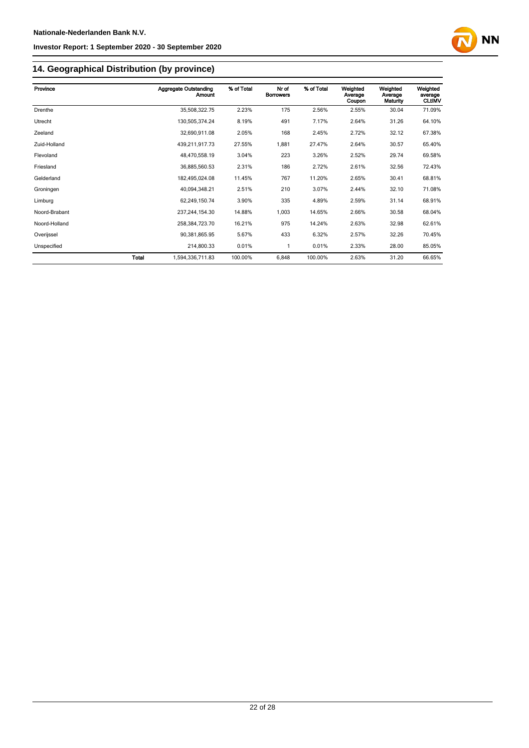## 14. Geographical Distribution (by province)

| Province | | Aggregate Outstanding Amount | % of Total | Nr of Borrowers | % of Total | Weighted Average Coupon | Weighted Average Maturity | Weighted average CLtIMV |
|---|---|---|---|---|---|---|---|---|
| Drenthe | | 35,508,322.75 | 2.23% | 175 | 2.56% | 2.55% | 30.04 | 71.09% |
| Utrecht | | 130,505,374.24 | 8.19% | 491 | 7.17% | 2.64% | 31.26 | 64.10% |
| Zeeland | | 32,690,911.08 | 2.05% | 168 | 2.45% | 2.72% | 32.12 | 67.38% |
| Zuid-Holland | | 439,211,917.73 | 27.55% | 1,881 | 27.47% | 2.64% | 30.57 | 65.40% |
| Flevoland | | 48,470,558.19 | 3.04% | 223 | 3.26% | 2.52% | 29.74 | 69.58% |
| Friesland | | 36,885,560.53 | 2.31% | 186 | 2.72% | 2.61% | 32.56 | 72.43% |
| Gelderland | | 182,495,024.08 | 11.45% | 767 | 11.20% | 2.65% | 30.41 | 68.81% |
| Groningen | | 40,094,348.21 | 2.51% | 210 | 3.07% | 2.44% | 32.10 | 71.08% |
| Limburg | | 62,249,150.74 | 3.90% | 335 | 4.89% | 2.59% | 31.14 | 68.91% |
| Noord-Brabant | | 237,244,154.30 | 14.88% | 1,003 | 14.65% | 2.66% | 30.58 | 68.04% |
| Noord-Holland | | 258,384,723.70 | 16.21% | 975 | 14.24% | 2.63% | 32.98 | 62.61% |
| Overijssel | | 90,381,865.95 | 5.67% | 433 | 6.32% | 2.57% | 32.26 | 70.45% |
| Unspecified | | 214,800.33 | 0.01% | 1 | 0.01% | 2.33% | 28.00 | 85.05% |
| | **Total** | 1,594,336,711.83 | 100.00% | 6,848 | 100.00% | 2.63% | 31.20 | 66.65% |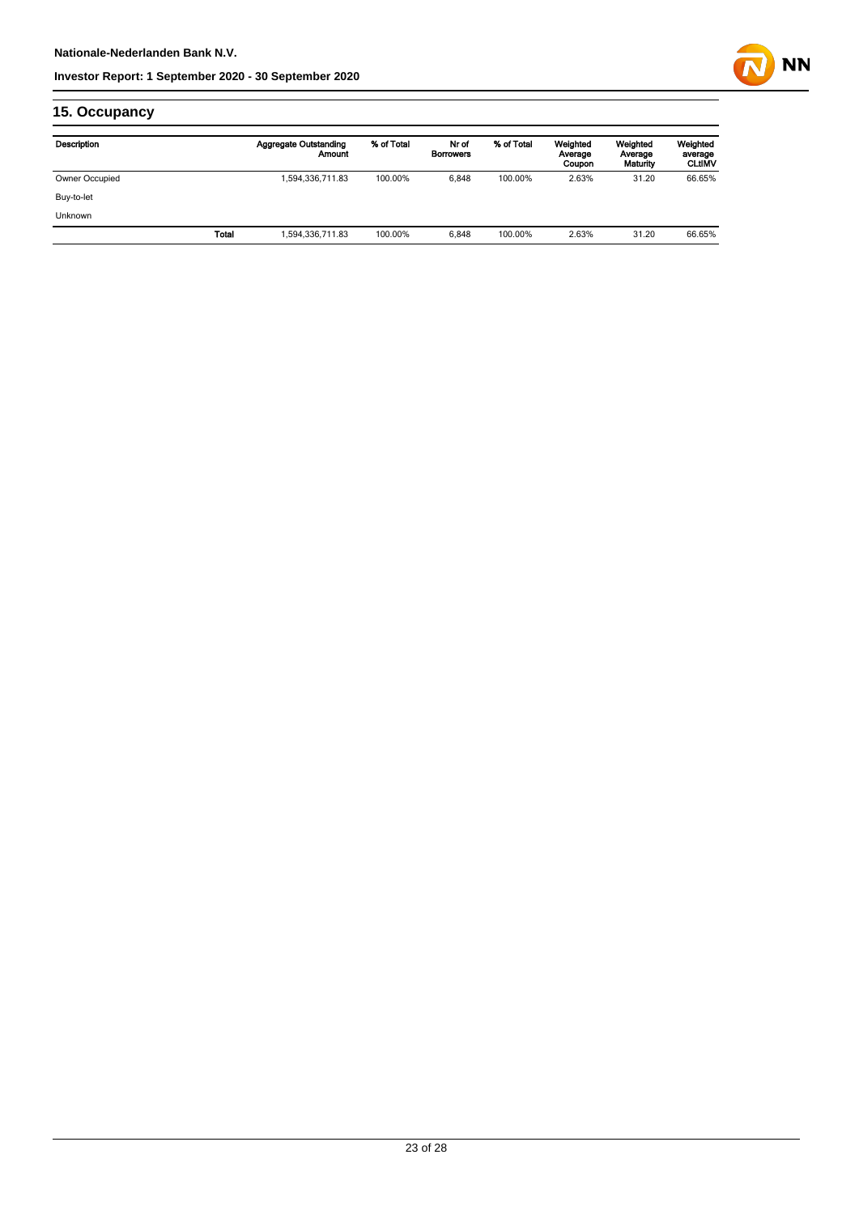## 15. Occupancy

| Description | | Aggregate Outstanding Amount | % of Total | Nr of Borrowers | % of Total | Weighted Average Coupon | Weighted Average Maturity | Weighted average CLtIMV |
|---|---|---|---|---|---|---|---|---|
| Owner Occupied | | 1,594,336,711.83 | 100.00% | 6,848 | 100.00% | 2.63% | 31.20 | 66.65% |
| Buy-to-let | | | | | | | | |
| Unknown | | | | | | | | |
| | Total | 1,594,336,711.83 | 100.00% | 6,848 | 100.00% | 2.63% | 31.20 | 66.65% |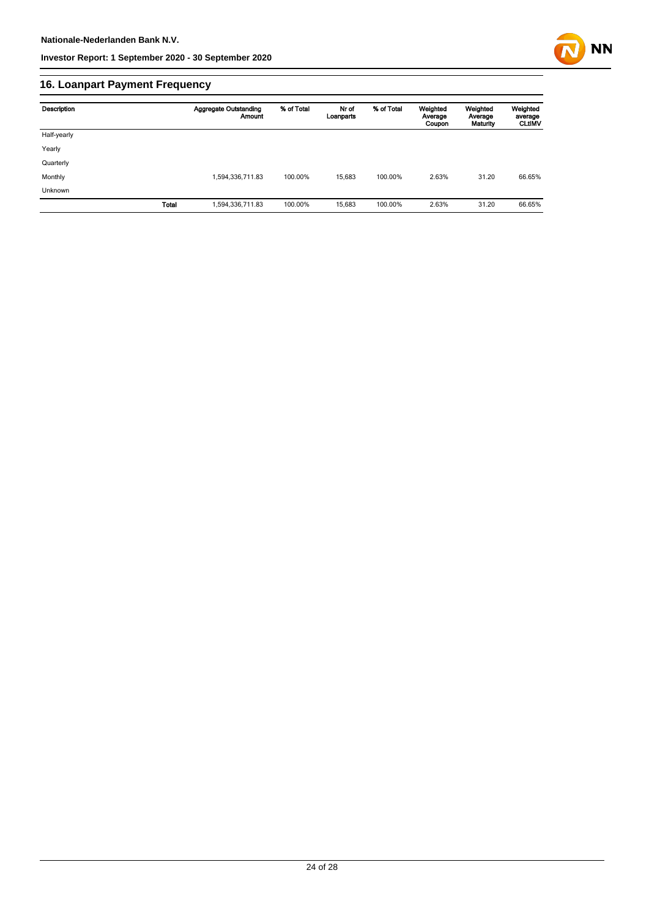## 16. Loanpart Payment Frequency

| Description | | Aggregate Outstanding Amount | % of Total | Nr of Loanparts | % of Total | Weighted Average Coupon | Weighted Average Maturity | Weighted average CLtIMV |
|---|---|---|---|---|---|---|---|---|
| Half-yearly | | | | | | | | |
| Yearly | | | | | | | | |
| Quarterly | | | | | | | | |
| Monthly | | 1,594,336,711.83 | 100.00% | 15,683 | 100.00% | 2.63% | 31.20 | 66.65% |
| Unknown | | | | | | | | |
| | **Total** | 1,594,336,711.83 | 100.00% | 15,683 | 100.00% | 2.63% | 31.20 | 66.65% |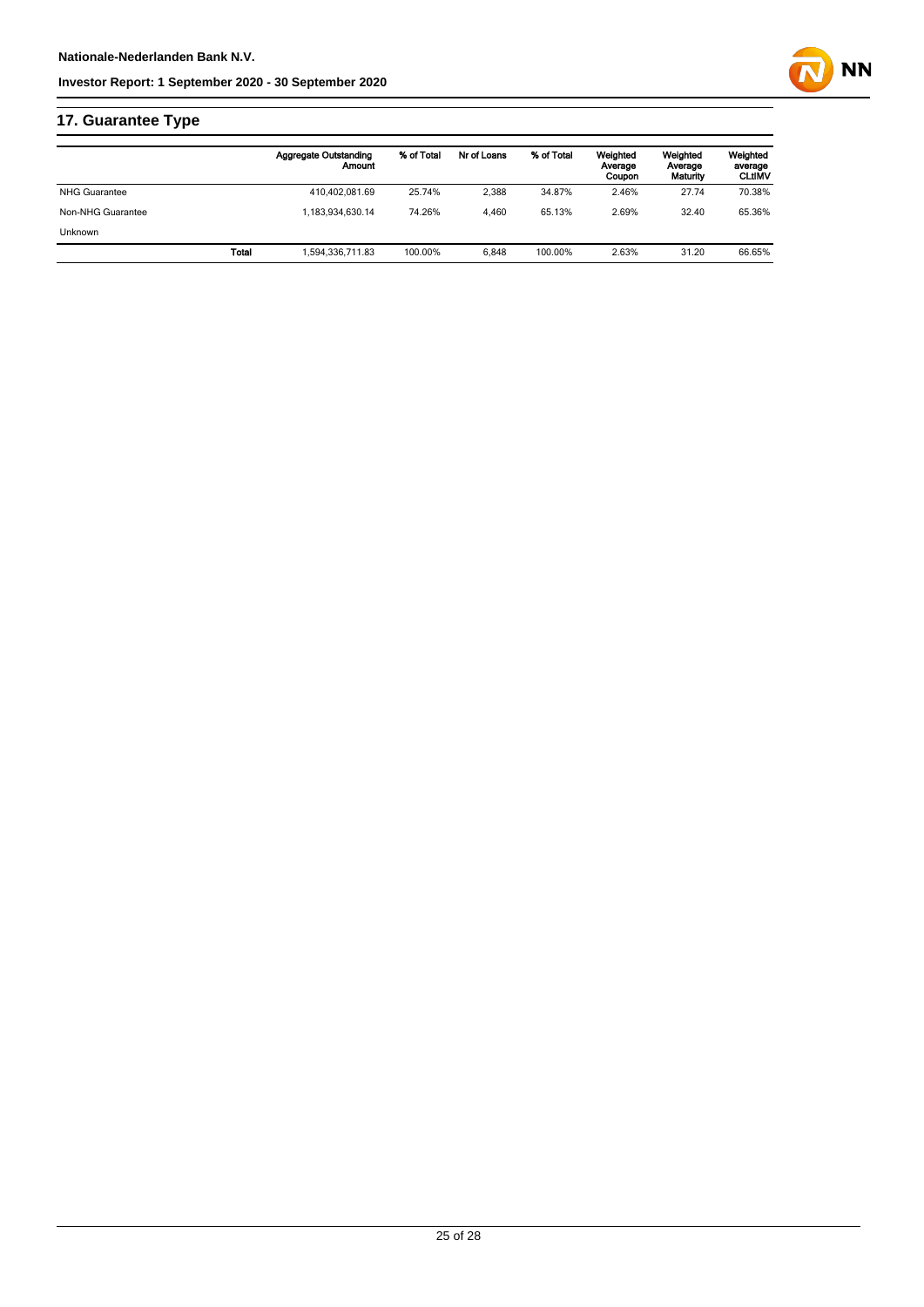## 17. Guarantee Type

| | Aggregate Outstanding Amount | % of Total | Nr of Loans | % of Total | Weighted Average Coupon | Weighted Average Maturity | Weighted average CLtIMV |
|---|---|---|---|---|---|---|---|
| NHG Guarantee | 410,402,081.69 | 25.74% | 2,388 | 34.87% | 2.46% | 27.74 | 70.38% |
| Non-NHG Guarantee | 1,183,934,630.14 | 74.26% | 4,460 | 65.13% | 2.69% | 32.40 | 65.36% |
| Unknown | | | | | | | |
| **Total** | 1,594,336,711.83 | 100.00% | 6,848 | 100.00% | 2.63% | 31.20 | 66.65% |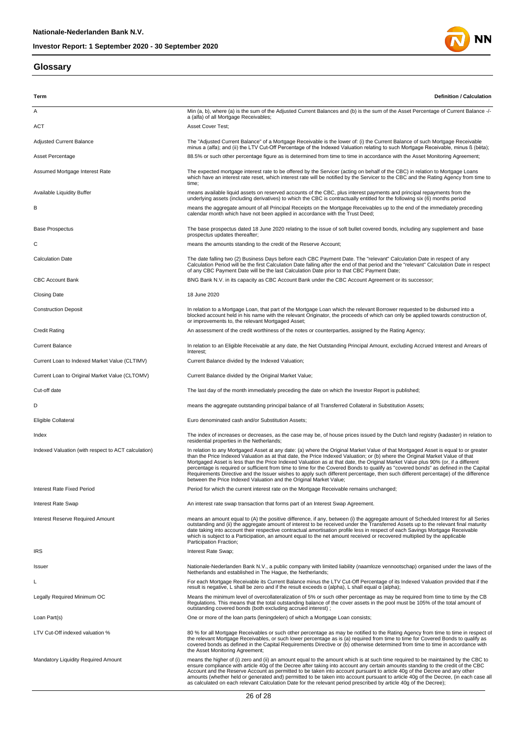## Glossary

| Term | Definition / Calculation |
| --- | --- |
| A | Min (a, b), where (a) is the sum of the Adjusted Current Balances and (b) is the sum of the Asset Percentage of Current Balance -/- a (alfa) of all Mortgage Receivables; |
| ACT | Asset Cover Test; |
| Adjusted Current Balance | The "Adjusted Current Balance" of a Mortgage Receivable is the lower of: (i) the Current Balance of such Mortgage Receivable minus a (alfa); and (ii) the LTV Cut-Off Percentage of the Indexed Valuation relating to such Mortgage Receivable, minus ß (bèta); |
| Asset Percentage | 88.5% or such other percentage figure as is determined from time to time in accordance with the Asset Monitoring Agreement; |
| Assumed Mortgage Interest Rate | The expected mortgage interest rate to be offered by the Servicer (acting on behalf of the CBC) in relation to Mortgage Loans which have an interest rate reset, which interest rate will be notified by the Servicer to the CBC and the Rating Agency from time to time; |
| Available Liquidity Buffer | means available liquid assets on reserved accounts of the CBC, plus interest payments and principal repayments from the underlying assets (including derivatives) to which the CBC is contractually entitled for the following six (6) months period |
| B | means the aggregate amount of all Principal Receipts on the Mortgage Receivables up to the end of the immediately preceding calendar month which have not been applied in accordance with the Trust Deed; |
| Base Prospectus | The base prospectus dated 18 June 2020 relating to the issue of soft bullet covered bonds, including any supplement and base prospectus updates thereafter; |
| C | means the amounts standing to the credit of the Reserve Account; |
| Calculation Date | The date falling two (2) Business Days before each CBC Payment Date. The "relevant" Calculation Date in respect of any Calculation Period will be the first Calculation Date falling after the end of that period and the "relevant" Calculation Date in respect of any CBC Payment Date will be the last Calculation Date prior to that CBC Payment Date; |
| CBC Account Bank | BNG Bank N.V. in its capacity as CBC Account Bank under the CBC Account Agreement or its successor; |
| Closing Date | 18 June 2020 |
| Construction Deposit | In relation to a Mortgage Loan, that part of the Mortgage Loan which the relevant Borrower requested to be disbursed into a blocked account held in his name with the relevant Originator, the proceeds of which can only be applied towards construction of, or improvements to, the relevant Mortgaged Asset; |
| Credit Rating | An assessment of the credit worthiness of the notes or counterparties, assigned by the Rating Agency; |
| Current Balance | In relation to an Eligible Receivable at any date, the Net Outstanding Principal Amount, excluding Accrued Interest and Arrears of Interest; |
| Current Loan to Indexed Market Value (CLTIMV) | Current Balance divided by the Indexed Valuation; |
| Current Loan to Original Market Value (CLTOMV) | Current Balance divided by the Original Market Value; |
| Cut-off date | The last day of the month immediately preceding the date on which the Investor Report is published; |
| D | means the aggregate outstanding principal balance of all Transferred Collateral in Substitution Assets; |
| Eligible Collateral | Euro denominated cash and/or Substitution Assets; |
| Index | The index of increases or decreases, as the case may be, of house prices issued by the Dutch land registry (kadaster) in relation to residential properties in the Netherlands; |
| Indexed Valuation (with respect to ACT calculation) | In relation to any Mortgaged Asset at any date: (a) where the Original Market Value of that Mortgaged Asset is equal to or greater than the Price Indexed Valuation as at that date, the Price Indexed Valuation; or (b) where the Original Market Value of that Mortgaged Asset is less than the Price Indexed Valuation as at that date, the Original Market Value plus 90% (or, if a different percentage is required or sufficient from time to time for the Covered Bonds to qualify as "covered bonds" as defined in the Capital Requirements Directive and the Issuer wishes to apply such different percentage, then such different percentage) of the difference between the Price Indexed Valuation and the Original Market Value; |
| Interest Rate Fixed Period | Period for which the current interest rate on the Mortgage Receivable remains unchanged; |
| Interest Rate Swap | An interest rate swap transaction that forms part of an Interest Swap Agreement. |
| Interest Reserve Required Amount | means an amount equal to (A) the positive difference, if any, between (i) the aggregate amount of Scheduled Interest for all Series outstanding and (ii) the aggregate amount of interest to be received under the Transferred Assets up to the relevant final maturity date taking into account their respective contractual amortisation profile less in respect of each Savings Mortgage Receivable which is subject to a Participation, an amount equal to the net amount received or recovered multiplied by the applicable Participation Fraction; |
| IRS | Interest Rate Swap; |
| Issuer | Nationale-Nederlanden Bank N.V., a public company with limited liability (naamloze vennootschap) organised under the laws of the Netherlands and established in The Hague, the Netherlands; |
| L | For each Mortgage Receivable its Current Balance minus the LTV Cut-Off Percentage of its Indexed Valuation provided that if the result is negative, L shall be zero and if the result exceeds α (alpha), L shall equal α (alpha); |
| Legally Required Minimum OC | Means the minimum level of overcollateralization of 5% or such other percentage as may be required from time to time by the CB Regulations. This means that the total outstanding balance of the cover assets in the pool must be 105% of the total amount of outstanding covered bonds (both excluding accrued interest) ; |
| Loan Part(s) | One or more of the loan parts (leningdelen) of which a Mortgage Loan consists; |
| LTV Cut-Off indexed valuation % | 80 % for all Mortgage Receivables or such other percentage as may be notified to the Rating Agency from time to time in respect of the relevant Mortgage Receivables, or such lower percentage as is (a) required from time to time for Covered Bonds to qualify as covered bonds as defined in the Capital Requirements Directive or (b) otherwise determined from time to time in accordance with the Asset Monitoring Agreement; |
| Mandatory Liquidity Required Amount | means the higher of (i) zero and (ii) an amount equal to the amount which is at such time required to be maintained by the CBC to ensure compliance with article 40g of the Decree after taking into account any certain amounts standing to the credit of the CBC Account and the Reserve Account as permitted to be taken into account pursuant to article 40g of the Decree and any other amounts (whether held or generated and) permitted to be taken into account pursuant to article 40g of the Decree, (in each case all as calculated on each relevant Calculation Date for the relevant period prescribed by article 40g of the Decree); |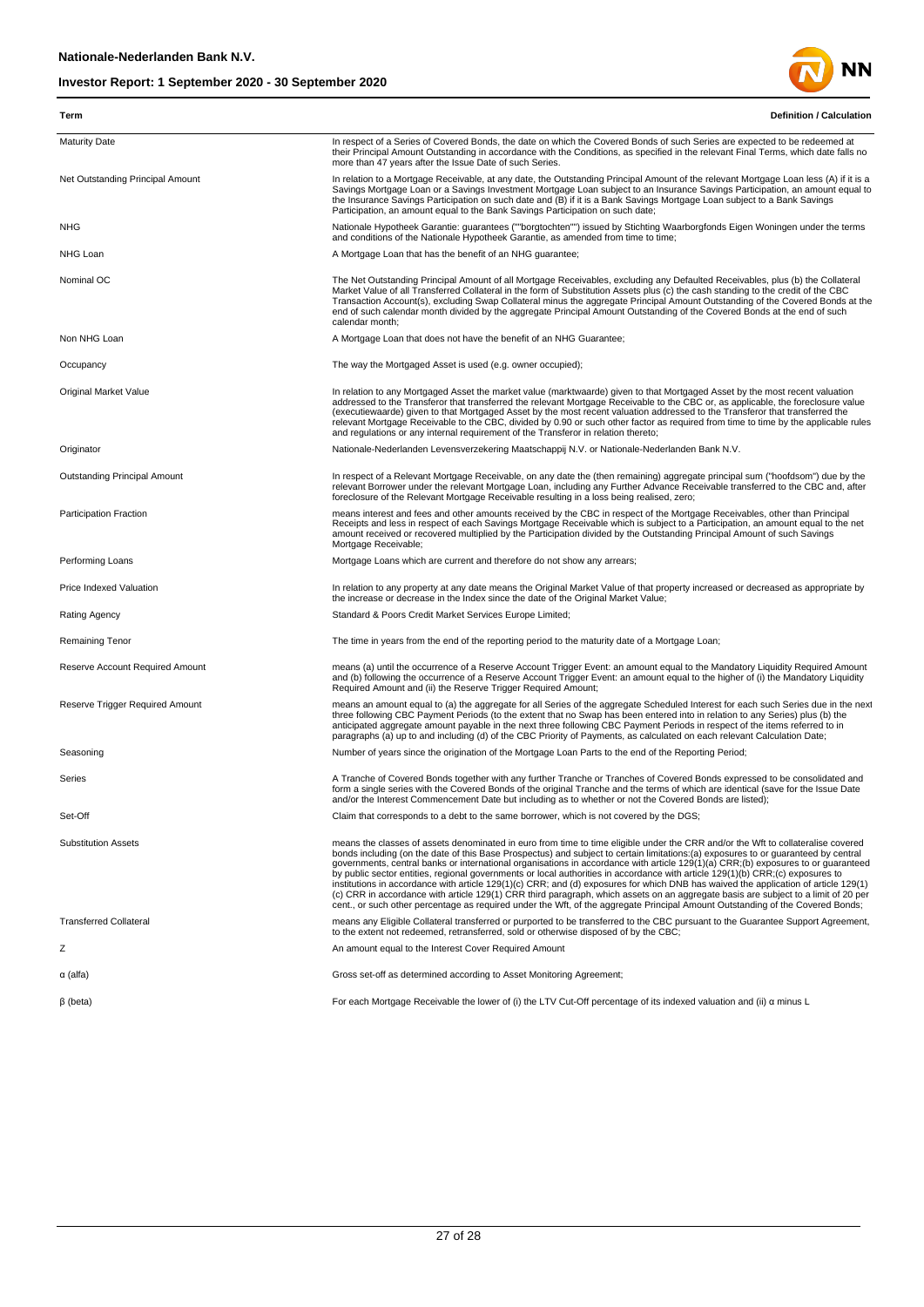| Term | Definition / Calculation |
|---|---|
| Maturity Date | In respect of a Series of Covered Bonds, the date on which the Covered Bonds of such Series are expected to be redeemed at their Principal Amount Outstanding in accordance with the Conditions, as specified in the relevant Final Terms, which date falls no more than 47 years after the Issue Date of such Series. |
| Net Outstanding Principal Amount | In relation to a Mortgage Receivable, at any date, the Outstanding Principal Amount of the relevant Mortgage Loan less (A) if it is a Savings Mortgage Loan or a Savings Investment Mortgage Loan subject to an Insurance Savings Participation, an amount equal to the Insurance Savings Participation on such date and (B) if it is a Bank Savings Mortgage Loan subject to a Bank Savings Participation, an amount equal to the Bank Savings Participation on such date; |
| NHG | Nationale Hypotheek Garantie: guarantees (""borgtochten"") issued by Stichting Waarborgfonds Eigen Woningen under the terms and conditions of the Nationale Hypotheek Garantie, as amended from time to time; |
| NHG Loan | A Mortgage Loan that has the benefit of an NHG guarantee; |
| Nominal OC | The Net Outstanding Principal Amount of all Mortgage Receivables, excluding any Defaulted Receivables, plus (b) the Collateral Market Value of all Transferred Collateral in the form of Substitution Assets plus (c) the cash standing to the credit of the CBC Transaction Account(s), excluding Swap Collateral minus the aggregate Principal Amount Outstanding of the Covered Bonds at the end of such calendar month divided by the aggregate Principal Amount Outstanding of the Covered Bonds at the end of such calendar month; |
| Non NHG Loan | A Mortgage Loan that does not have the benefit of an NHG Guarantee; |
| Occupancy | The way the Mortgaged Asset is used (e.g. owner occupied); |
| Original Market Value | In relation to any Mortgaged Asset the market value (marktwaarde) given to that Mortgaged Asset by the most recent valuation addressed to the Transferor that transferred the relevant Mortgage Receivable to the CBC or, as applicable, the foreclosure value (executiewaarde) given to that Mortgaged Asset by the most recent valuation addressed to the Transferor that transferred the relevant Mortgage Receivable to the CBC, divided by 0.90 or such other factor as required from time to time by the applicable rules and regulations or any internal requirement of the Transferor in relation thereto; |
| Originator | Nationale-Nederlanden Levensverzekering Maatschappij N.V. or Nationale-Nederlanden Bank N.V. |
| Outstanding Principal Amount | In respect of a Relevant Mortgage Receivable, on any date the (then remaining) aggregate principal sum ("hoofdsom") due by the relevant Borrower under the relevant Mortgage Loan, including any Further Advance Receivable transferred to the CBC and, after foreclosure of the Relevant Mortgage Receivable resulting in a loss being realised, zero; |
| Participation Fraction | means interest and fees and other amounts received by the CBC in respect of the Mortgage Receivables, other than Principal Receipts and less in respect of each Savings Mortgage Receivable which is subject to a Participation, an amount equal to the net amount received or recovered multiplied by the Participation divided by the Outstanding Principal Amount of such Savings Mortgage Receivable; |
| Performing Loans | Mortgage Loans which are current and therefore do not show any arrears; |
| Price Indexed Valuation | In relation to any property at any date means the Original Market Value of that property increased or decreased as appropriate by the increase or decrease in the Index since the date of the Original Market Value; |
| Rating Agency | Standard & Poors Credit Market Services Europe Limited; |
| Remaining Tenor | The time in years from the end of the reporting period to the maturity date of a Mortgage Loan; |
| Reserve Account Required Amount | means (a) until the occurrence of a Reserve Account Trigger Event: an amount equal to the Mandatory Liquidity Required Amount and (b) following the occurrence of a Reserve Account Trigger Event: an amount equal to the higher of (i) the Mandatory Liquidity Required Amount and (ii) the Reserve Trigger Required Amount; |
| Reserve Trigger Required Amount | means an amount equal to (a) the aggregate for all Series of the aggregate Scheduled Interest for each such Series due in the next three following CBC Payment Periods (to the extent that no Swap has been entered into in relation to any Series) plus (b) the anticipated aggregate amount payable in the next three following CBC Payment Periods in respect of the items referred to in paragraphs (a) up to and including (d) of the CBC Priority of Payments, as calculated on each relevant Calculation Date; |
| Seasoning | Number of years since the origination of the Mortgage Loan Parts to the end of the Reporting Period; |
| Series | A Tranche of Covered Bonds together with any further Tranche or Tranches of Covered Bonds expressed to be consolidated and form a single series with the Covered Bonds of the original Tranche and the terms of which are identical (save for the Issue Date and/or the Interest Commencement Date but including as to whether or not the Covered Bonds are listed); |
| Set-Off | Claim that corresponds to a debt to the same borrower, which is not covered by the DGS; |
| Substitution Assets | means the classes of assets denominated in euro from time to time eligible under the CRR and/or the Wft to collateralise covered bonds including (on the date of this Base Prospectus) and subject to certain limitations:(a) exposures to or guaranteed by central governments, central banks or international organisations in accordance with article 129(1)(a) CRR;(b) exposures to or guaranteed by public sector entities, regional governments or local authorities in accordance with article 129(1)(b) CRR;(c) exposures to institutions in accordance with article 129(1)(c) CRR; and (d) exposures for which DNB has waived the application of article 129(1)(c) CRR in accordance with article 129(1) CRR third paragraph, which assets on an aggregate basis are subject to a limit of 20 per cent., or such other percentage as required under the Wft, of the aggregate Principal Amount Outstanding of the Covered Bonds; |
| Transferred Collateral | means any Eligible Collateral transferred or purported to be transferred to the CBC pursuant to the Guarantee Support Agreement, to the extent not redeemed, retransferred, sold or otherwise disposed of by the CBC; |
| Z | An amount equal to the Interest Cover Required Amount |
| α (alfa) | Gross set-off as determined according to Asset Monitoring Agreement; |
| β (beta) | For each Mortgage Receivable the lower of (i) the LTV Cut-Off percentage of its indexed valuation and (ii) α minus L |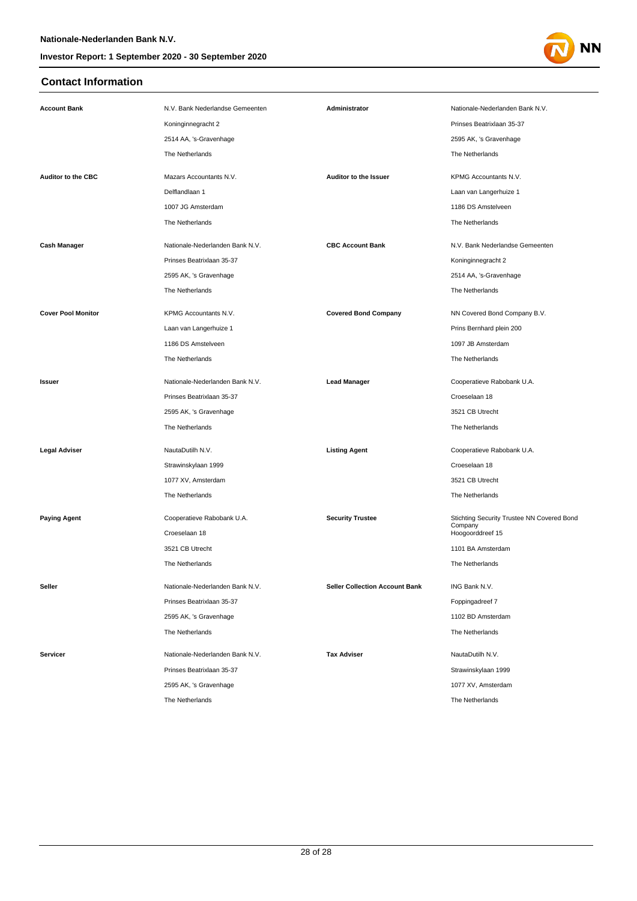## Contact Information

| | | | |
|---|---|---|---|
| **Account Bank** | N.V. Bank Nederlandse Gemeenten<br>Koninginnegracht 2<br>2514 AA, 's-Gravenhage<br>The Netherlands | **Administrator** | Nationale-Nederlanden Bank N.V.<br>Prinses Beatrixlaan 35-37<br>2595 AK, 's Gravenhage<br>The Netherlands |
| **Auditor to the CBC** | Mazars Accountants N.V.<br>Delflandlaan 1<br>1007 JG Amsterdam<br>The Netherlands | **Auditor to the Issuer** | KPMG Accountants N.V.<br>Laan van Langerhuize 1<br>1186 DS Amstelveen<br>The Netherlands |
| **Cash Manager** | Nationale-Nederlanden Bank N.V.<br>Prinses Beatrixlaan 35-37<br>2595 AK, 's Gravenhage<br>The Netherlands | **CBC Account Bank** | N.V. Bank Nederlandse Gemeenten<br>Koninginnegracht 2<br>2514 AA, 's-Gravenhage<br>The Netherlands |
| **Cover Pool Monitor** | KPMG Accountants N.V.<br>Laan van Langerhuize 1<br>1186 DS Amstelveen<br>The Netherlands | **Covered Bond Company** | NN Covered Bond Company B.V.<br>Prins Bernhard plein 200<br>1097 JB Amsterdam<br>The Netherlands |
| **Issuer** | Nationale-Nederlanden Bank N.V.<br>Prinses Beatrixlaan 35-37<br>2595 AK, 's Gravenhage<br>The Netherlands | **Lead Manager** | Cooperatieve Rabobank U.A.<br>Croeselaan 18<br>3521 CB Utrecht<br>The Netherlands |
| **Legal Adviser** | NautaDutilh N.V.<br>Strawinskylaan 1999<br>1077 XV, Amsterdam<br>The Netherlands | **Listing Agent** | Cooperatieve Rabobank U.A.<br>Croeselaan 18<br>3521 CB Utrecht<br>The Netherlands |
| **Paying Agent** | Cooperatieve Rabobank U.A.<br>Croeselaan 18<br>3521 CB Utrecht<br>The Netherlands | **Security Trustee** | Stichting Security Trustee NN Covered Bond Company<br>Hoogoorddreef 15<br>1101 BA Amsterdam<br>The Netherlands |
| **Seller** | Nationale-Nederlanden Bank N.V.<br>Prinses Beatrixlaan 35-37<br>2595 AK, 's Gravenhage<br>The Netherlands | **Seller Collection Account Bank** | ING Bank N.V.<br>Foppingadreef 7<br>1102 BD Amsterdam<br>The Netherlands |
| **Servicer** | Nationale-Nederlanden Bank N.V.<br>Prinses Beatrixlaan 35-37<br>2595 AK, 's Gravenhage<br>The Netherlands | **Tax Adviser** | NautaDutilh N.V.<br>Strawinskylaan 1999<br>1077 XV, Amsterdam<br>The Netherlands |